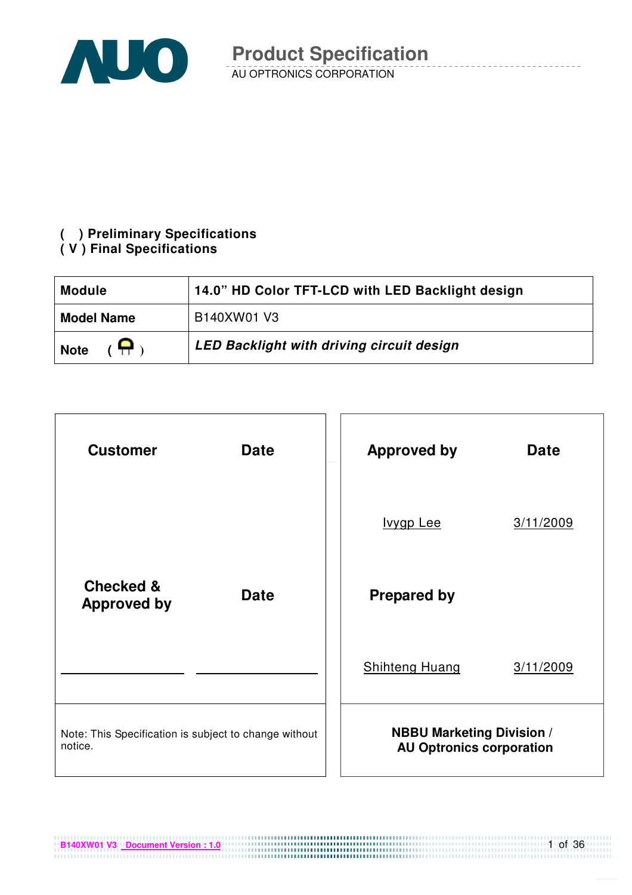# Product Specification

AU OPTRONICS CORPORATION

**( ) Preliminary Specifications**
**( V ) Final Specifications**

| **Module** | **14.0" HD Color TFT-LCD with LED Backlight design** |
|---|---|
| **Model Name** | B140XW01 V3 |
| **Note ( )** | ***LED Backlight with driving circuit design*** |

| **Customer** | **Date** | **Approved by** | **Date** |
|---|---|---|---|
| | | Ivygp Lee | 3/11/2009 |
| **Checked & Approved by** | **Date** | **Prepared by** | |
| | | Shihteng Huang | 3/11/2009 |
| Note: This Specification is subject to change without notice. | | **NBBU Marketing Division / AU Optronics corporation** | |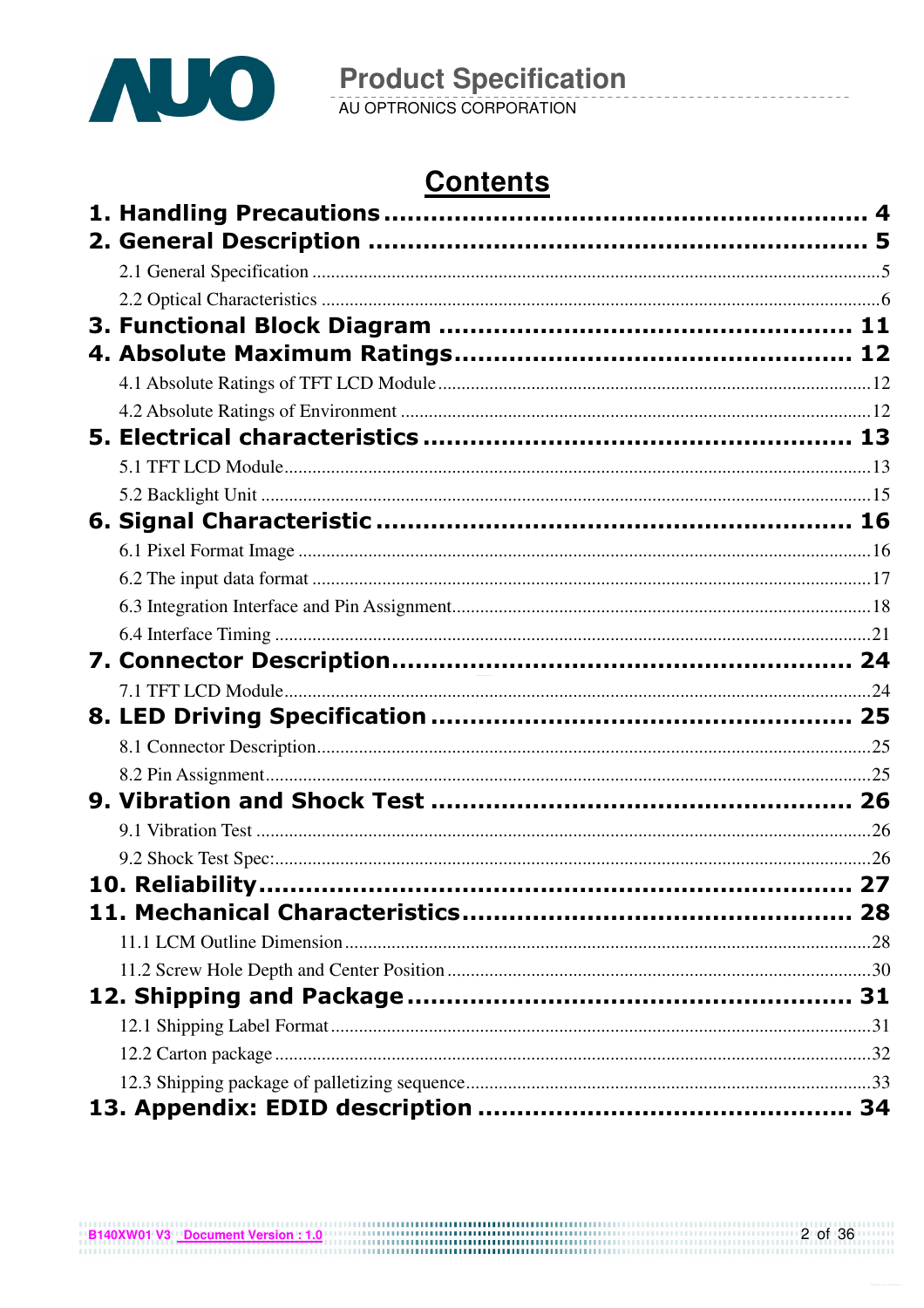# Contents

**1. Handling Precautions ........................................................ 4**

**2. General Description ........................................................ 5**

2.1 General Specification ........................................................ 5

2.2 Optical Characteristics ........................................................ 6

**3. Functional Block Diagram ........................................................ 11**

**4. Absolute Maximum Ratings ........................................................ 12**

4.1 Absolute Ratings of TFT LCD Module ........................................................ 12

4.2 Absolute Ratings of Environment ........................................................ 12

**5. Electrical characteristics ........................................................ 13**

5.1 TFT LCD Module ........................................................ 13

5.2 Backlight Unit ........................................................ 15

**6. Signal Characteristic ........................................................ 16**

6.1 Pixel Format Image ........................................................ 16

6.2 The input data format ........................................................ 17

6.3 Integration Interface and Pin Assignment ........................................................ 18

6.4 Interface Timing ........................................................ 21

**7. Connector Description ........................................................ 24**

7.1 TFT LCD Module ........................................................ 24

**8. LED Driving Specification ........................................................ 25**

8.1 Connector Description ........................................................ 25

8.2 Pin Assignment ........................................................ 25

**9. Vibration and Shock Test ........................................................ 26**

9.1 Vibration Test ........................................................ 26

9.2 Shock Test Spec: ........................................................ 26

**10. Reliability ........................................................ 27**

**11. Mechanical Characteristics ........................................................ 28**

11.1 LCM Outline Dimension ........................................................ 28

11.2 Screw Hole Depth and Center Position ........................................................ 30

**12. Shipping and Package ........................................................ 31**

12.1 Shipping Label Format ........................................................ 31

12.2 Carton package ........................................................ 32

12.3 Shipping package of palletizing sequence ........................................................ 33

**13. Appendix: EDID description ........................................................ 34**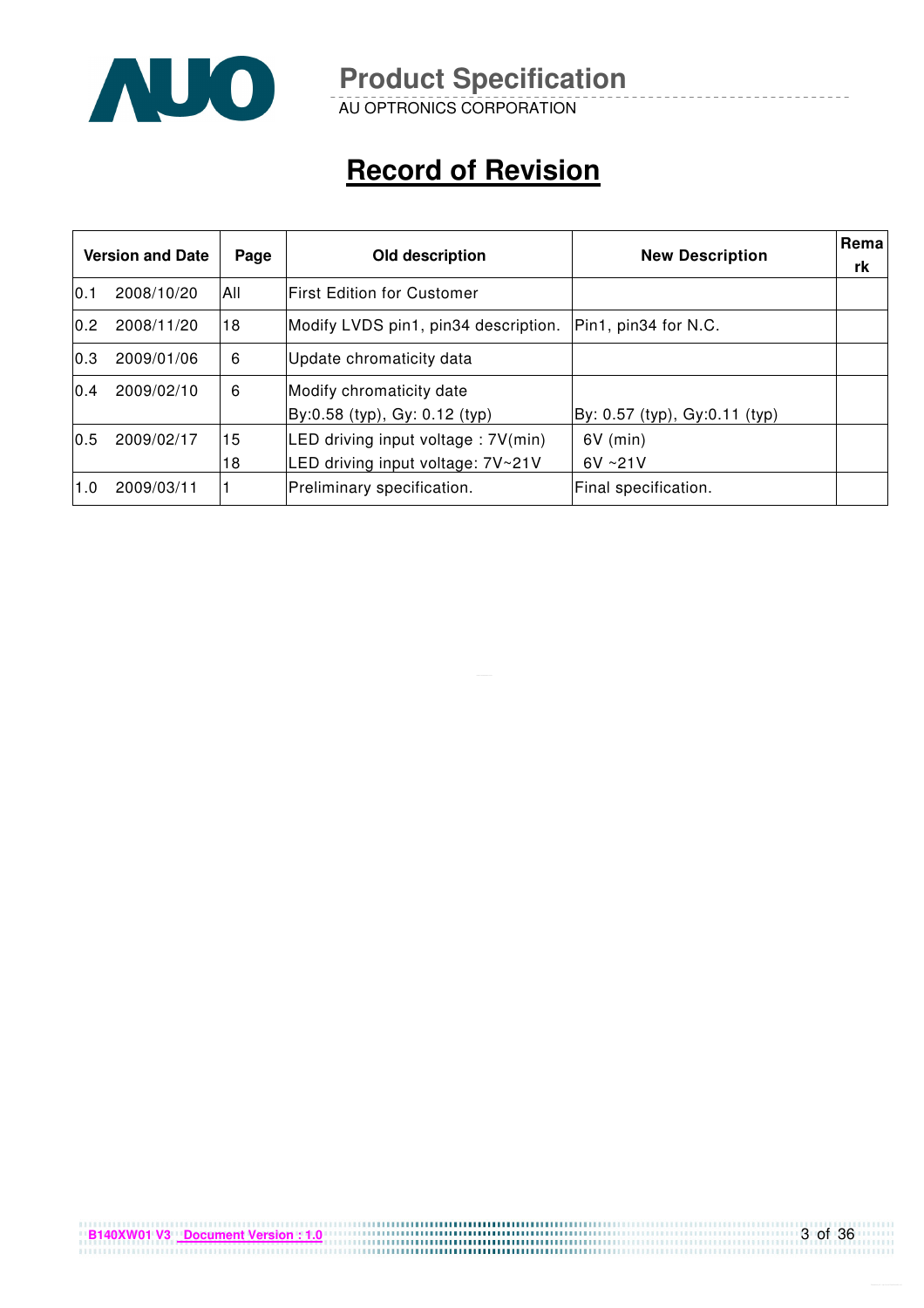# Record of Revision

| Version and Date | Page | Old description | New Description | Remark |
|---|---|---|---|---|
| 0.1 2008/10/20 | All | First Edition for Customer | | |
| 0.2 2008/11/20 | 18 | Modify LVDS pin1, pin34 description. | Pin1, pin34 for N.C. | |
| 0.3 2009/01/06 | 6 | Update chromaticity data | | |
| 0.4 2009/02/10 | 6 | Modify chromaticity date<br>By:0.58 (typ), Gy: 0.12 (typ) | By: 0.57 (typ), Gy:0.11 (typ) | |
| 0.5 2009/02/17 | 15<br>18 | LED driving input voltage : 7V(min)<br>LED driving input voltage: 7V~21V | 6V (min)<br>6V ~21V | |
| 1.0 2009/03/11 | 1 | Preliminary specification. | Final specification. | |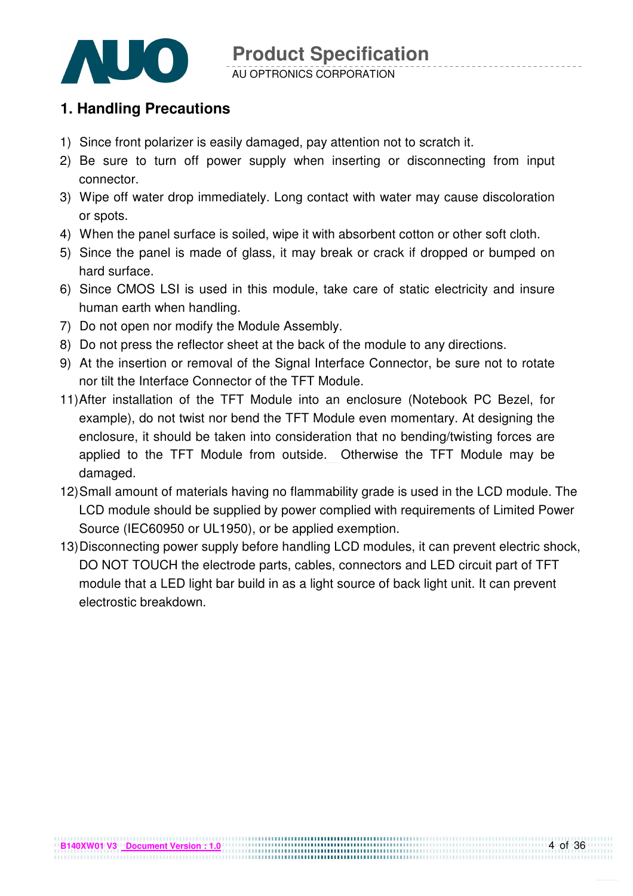## 1. Handling Precautions

1) Since front polarizer is easily damaged, pay attention not to scratch it.
2) Be sure to turn off power supply when inserting or disconnecting from input connector.
3) Wipe off water drop immediately. Long contact with water may cause discoloration or spots.
4) When the panel surface is soiled, wipe it with absorbent cotton or other soft cloth.
5) Since the panel is made of glass, it may break or crack if dropped or bumped on hard surface.
6) Since CMOS LSI is used in this module, take care of static electricity and insure human earth when handling.
7) Do not open nor modify the Module Assembly.
8) Do not press the reflector sheet at the back of the module to any directions.
9) At the insertion or removal of the Signal Interface Connector, be sure not to rotate nor tilt the Interface Connector of the TFT Module.

11) After installation of the TFT Module into an enclosure (Notebook PC Bezel, for example), do not twist nor bend the TFT Module even momentary. At designing the enclosure, it should be taken into consideration that no bending/twisting forces are applied to the TFT Module from outside. Otherwise the TFT Module may be damaged.
12) Small amount of materials having no flammability grade is used in the LCD module. The LCD module should be supplied by power complied with requirements of Limited Power Source (IEC60950 or UL1950), or be applied exemption.
13) Disconnecting power supply before handling LCD modules, it can prevent electric shock, DO NOT TOUCH the electrode parts, cables, connectors and LED circuit part of TFT module that a LED light bar build in as a light source of back light unit. It can prevent electrostic breakdown.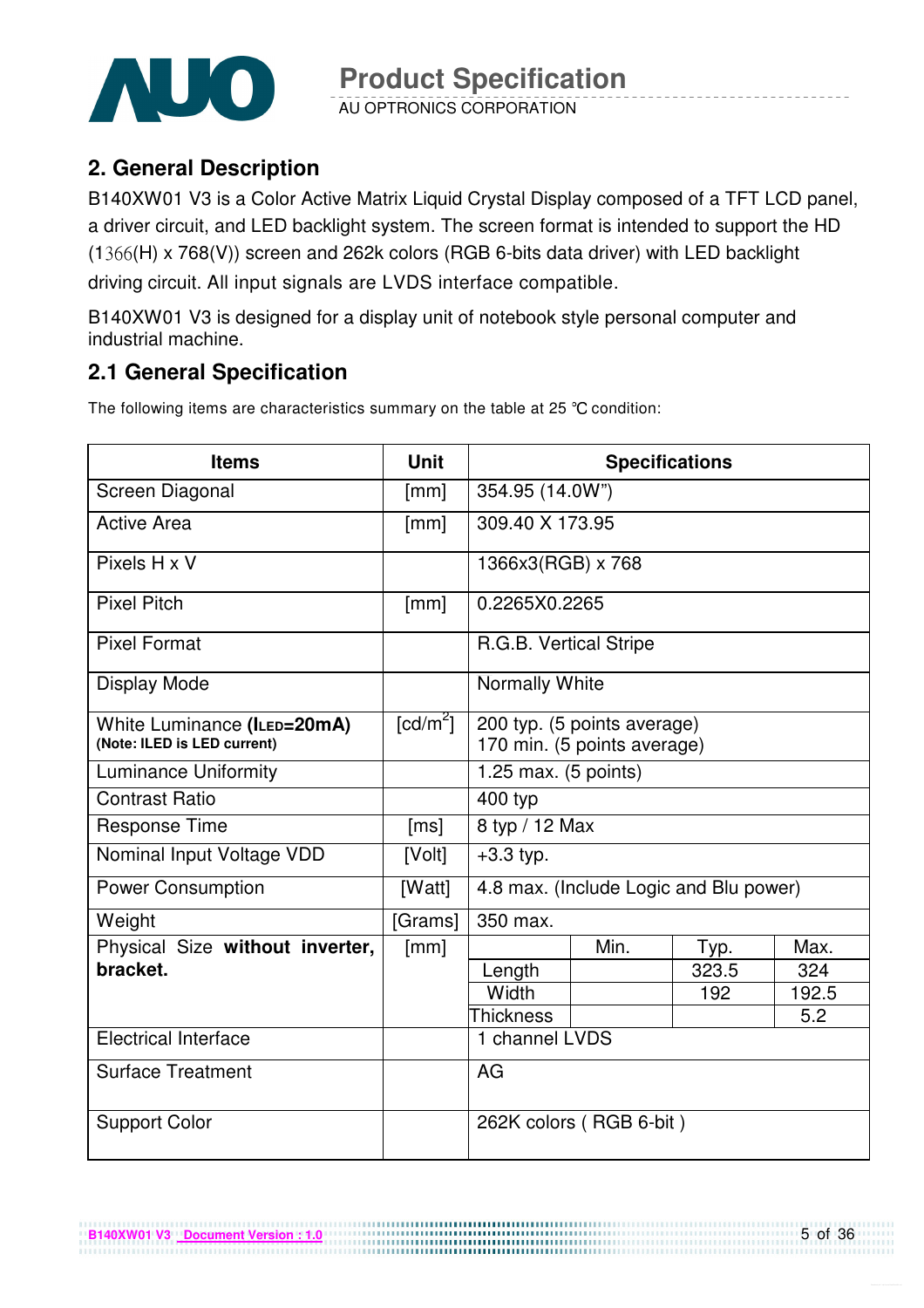## 2. General Description

B140XW01 V3 is a Color Active Matrix Liquid Crystal Display composed of a TFT LCD panel, a driver circuit, and LED backlight system. The screen format is intended to support the HD (1366(H) x 768(V)) screen and 262k colors (RGB 6-bits data driver) with LED backlight driving circuit. All input signals are LVDS interface compatible.

B140XW01 V3 is designed for a display unit of notebook style personal computer and industrial machine.

## 2.1 General Specification

The following items are characteristics summary on the table at 25 ℃ condition:

| Items | Unit | Specifications | | | |
|---|---|---|---|---|---|
| Screen Diagonal | [mm] | 354.95 (14.0W") | | | |
| Active Area | [mm] | 309.40 X 173.95 | | | |
| Pixels H x V | | 1366x3(RGB) x 768 | | | |
| Pixel Pitch | [mm] | 0.2265X0.2265 | | | |
| Pixel Format | | R.G.B. Vertical Stripe | | | |
| Display Mode | | Normally White | | | |
| White Luminance (**$I_{LED}$=20mA**) **(Note: ILED is LED current)** | [cd/m$^2$] | 200 typ. (5 points average) 170 min. (5 points average) | | | |
| Luminance Uniformity | | 1.25 max. (5 points) | | | |
| Contrast Ratio | | 400 typ | | | |
| Response Time | [ms] | 8 typ / 12 Max | | | |
| Nominal Input Voltage VDD | [Volt] | +3.3 typ. | | | |
| Power Consumption | [Watt] | 4.8 max. (Include Logic and Blu power) | | | |
| Weight | [Grams] | 350 max. | | | |
| Physical Size **without inverter, bracket.** | [mm] | | Min. | Typ. | Max. |
| | | Length | | 323.5 | 324 |
| | | Width | | 192 | 192.5 |
| | | Thickness | | | 5.2 |
| Electrical Interface | | 1 channel LVDS | | | |
| Surface Treatment | | AG | | | |
| Support Color | | 262K colors ( RGB 6-bit ) | | | |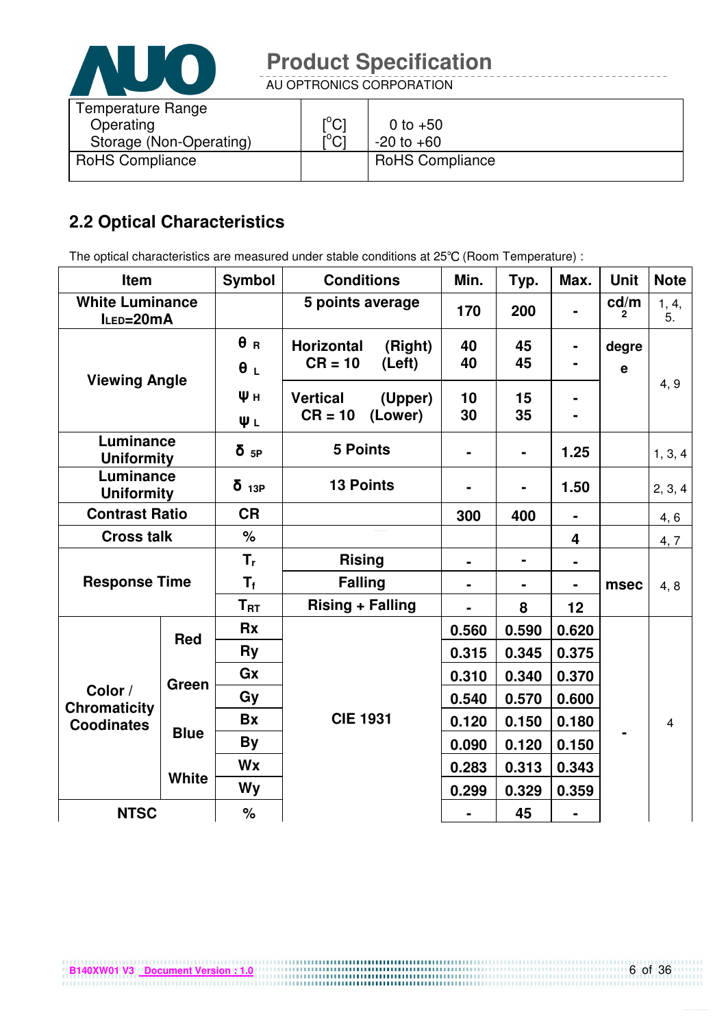| Temperature Range | | |
|---|---|---|
| Operating | [°C] | 0 to +50 |
| Storage (Non-Operating) | [°C] | -20 to +60 |
| RoHS Compliance | | RoHS Compliance |

## 2.2 Optical Characteristics

The optical characteristics are measured under stable conditions at 25℃ (Room Temperature) :

| Item | | Symbol | Conditions | Min. | Typ. | Max. | Unit | Note |
|---|---|---|---|---|---|---|---|---|
| White Luminance $I_{LED}$=20mA | | | 5 points average | 170 | 200 | - | cd/m² | 1, 4, 5. |
| Viewing Angle | | $\theta_R$ | Horizontal CR = 10 (Right) | 40 | 45 | - | degree | 4, 9 |
| | | $\theta_L$ | (Left) | 40 | 45 | - | | |
| | | $\psi_H$ | Vertical CR = 10 (Upper) | 10 | 15 | - | | |
| | | $\psi_L$ | (Lower) | 30 | 35 | - | | |
| Luminance Uniformity | | $\delta_{5P}$ | 5 Points | - | - | 1.25 | | 1, 3, 4 |
| Luminance Uniformity | | $\delta_{13P}$ | 13 Points | - | - | 1.50 | | 2, 3, 4 |
| Contrast Ratio | | CR | | 300 | 400 | - | | 4, 6 |
| Cross talk | | % | | | | 4 | | 4, 7 |
| Response Time | | $T_r$ | Rising | - | - | - | msec | 4, 8 |
| | | $T_f$ | Falling | - | - | - | | |
| | | $T_{RT}$ | Rising + Falling | - | 8 | 12 | | |
| Color / Chromaticity Coodinates | Red | Rx | CIE 1931 | 0.560 | 0.590 | 0.620 | - | 4 |
| | | Ry | | 0.315 | 0.345 | 0.375 | | |
| | Green | Gx | | 0.310 | 0.340 | 0.370 | | |
| | | Gy | | 0.540 | 0.570 | 0.600 | | |
| | Blue | Bx | | 0.120 | 0.150 | 0.180 | | |
| | | By | | 0.090 | 0.120 | 0.150 | | |
| | White | Wx | | 0.283 | 0.313 | 0.343 | | |
| | | Wy | | 0.299 | 0.329 | 0.359 | | |
| NTSC | | % | | - | 45 | - | | |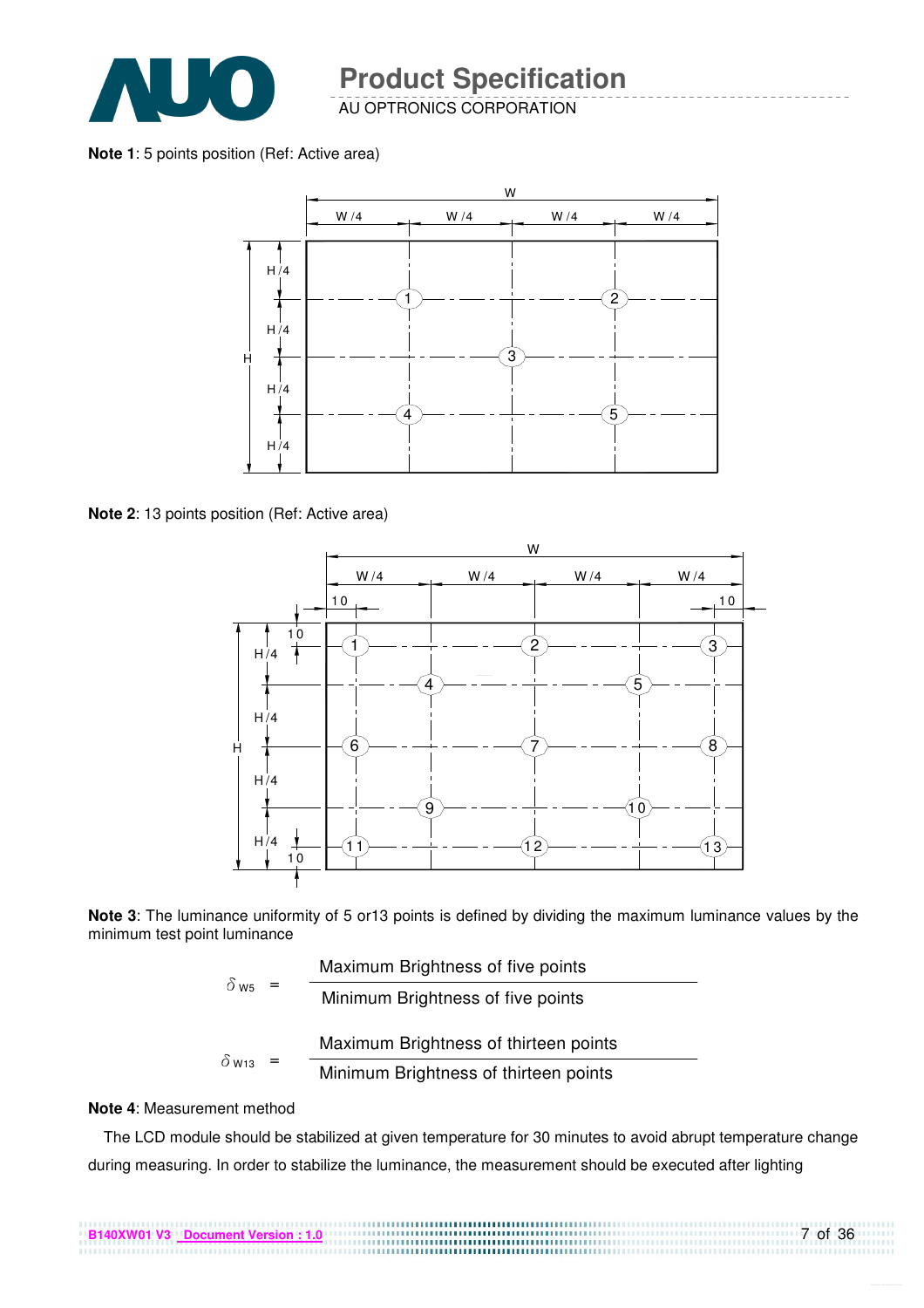**Note 1**: 5 points position (Ref: Active area)

**Note 2**: 13 points position (Ref: Active area)

**Note 3**: The luminance uniformity of 5 or13 points is defined by dividing the maximum luminance values by the minimum test point luminance

$$\delta_{W5} = \frac{\text{Maximum Brightness of five points}}{\text{Minimum Brightness of five points}}$$

$$\delta_{W13} = \frac{\text{Maximum Brightness of thirteen points}}{\text{Minimum Brightness of thirteen points}}$$

**Note 4**: Measurement method

The LCD module should be stabilized at given temperature for 30 minutes to avoid abrupt temperature change during measuring. In order to stabilize the luminance, the measurement should be executed after lighting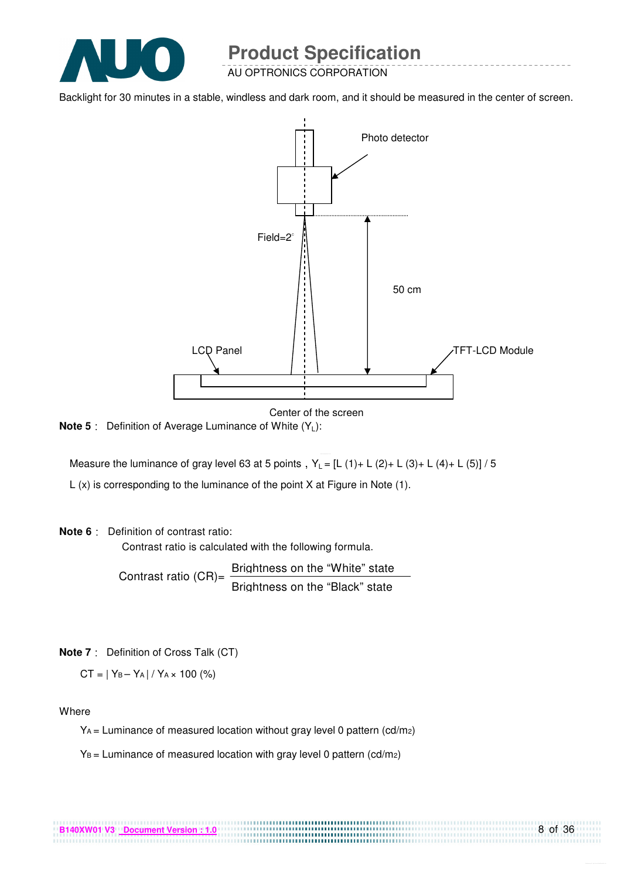Backlight for 30 minutes in a stable, windless and dark room, and it should be measured in the center of screen.

Photo detector

Field=2°

50 cm

LCD Panel

TFT-LCD Module

Center of the screen

**Note 5**： Definition of Average Luminance of White ($Y_L$):

Measure the luminance of gray level 63 at 5 points，$Y_L$ = [L (1)+ L (2)+ L (3)+ L (4)+ L (5)] / 5

L (x) is corresponding to the luminance of the point X at Figure in Note (1).

**Note 6**： Definition of contrast ratio:

Contrast ratio is calculated with the following formula.

$$\text{Contrast ratio (CR)} = \frac{\text{Brightness on the “White” state}}{\text{Brightness on the “Black” state}}$$

**Note 7**： Definition of Cross Talk (CT)

$CT = | Y_B - Y_A | / Y_A \times 100$ (%)

Where

$Y_A$ = Luminance of measured location without gray level 0 pattern (cd/$m^2$)

$Y_B$ = Luminance of measured location with gray level 0 pattern (cd/$m^2$)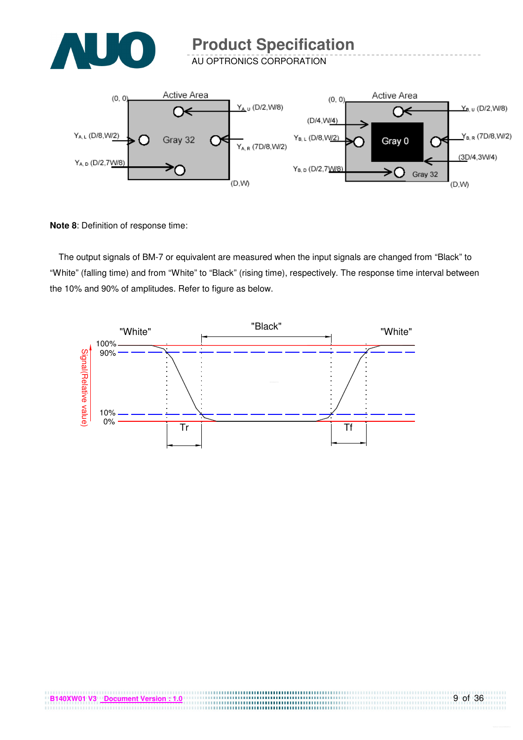**Note 8**: Definition of response time:

The output signals of BM-7 or equivalent are measured when the input signals are changed from "Black" to "White" (falling time) and from "White" to "Black" (rising time), respectively. The response time interval between the 10% and 90% of amplitudes. Refer to figure as below.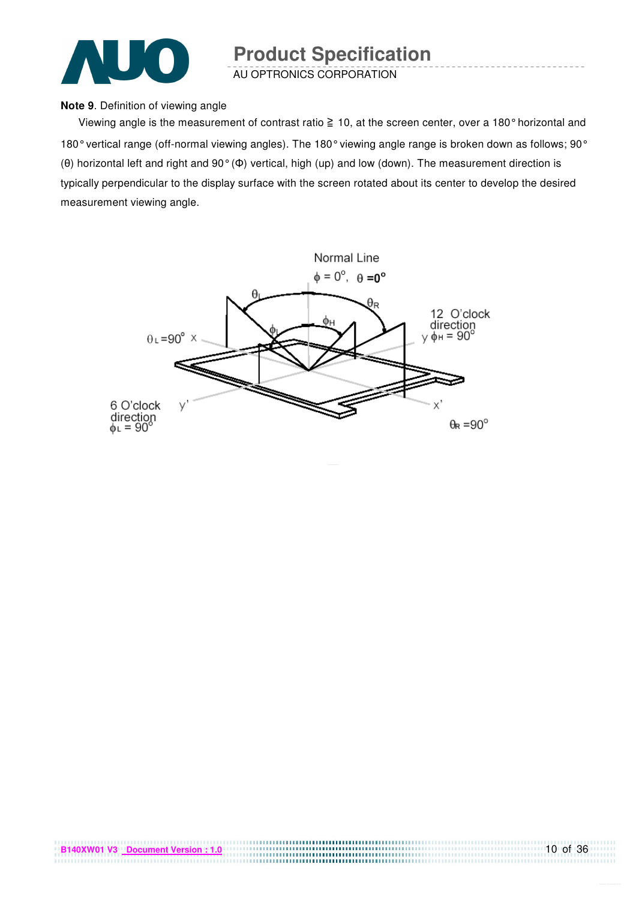**Note 9**. Definition of viewing angle

Viewing angle is the measurement of contrast ratio ≧ 10, at the screen center, over a 180° horizontal and 180° vertical range (off-normal viewing angles). The 180° viewing angle range is broken down as follows; 90° (θ) horizontal left and right and 90° (Φ) vertical, high (up) and low (down). The measurement direction is typically perpendicular to the display surface with the screen rotated about its center to develop the desired measurement viewing angle.

Normal Line

$\phi = 0^{\circ}$, $\theta = 0^{\circ}$

$\theta_L = 90^{\circ}$ x

12 O'clock direction y $\phi_H = 90^{\circ}$

6 O'clock direction $\phi_L = 90^{\circ}$ y'

x' $\theta_R = 90^{\circ}$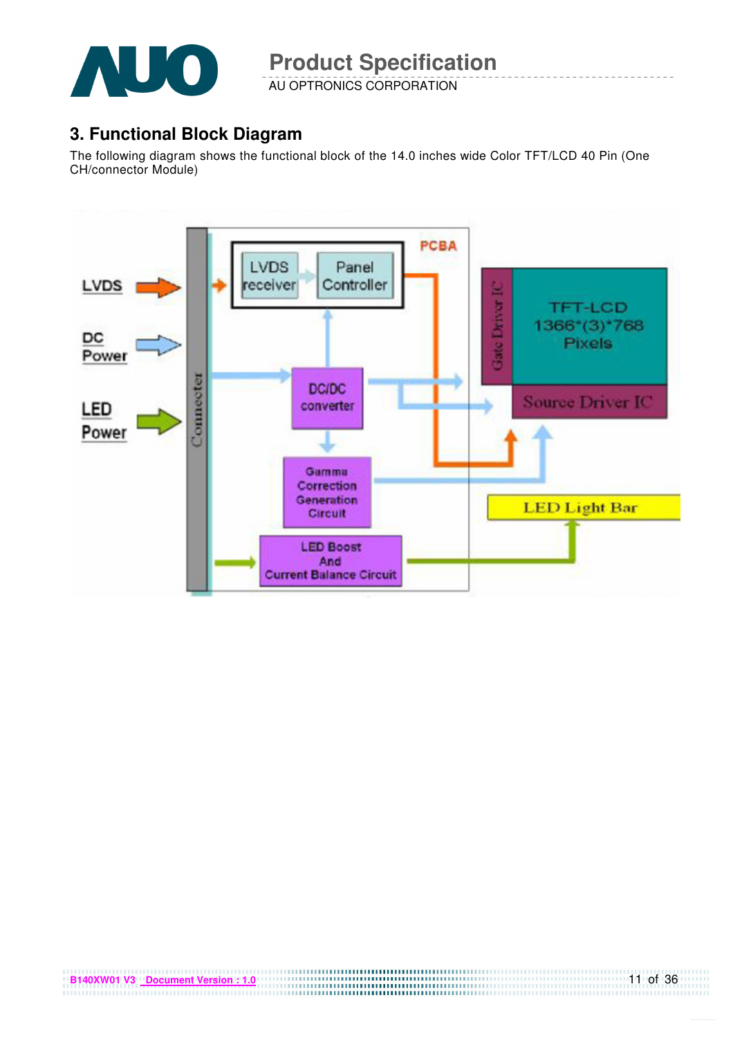## 3. Functional Block Diagram

The following diagram shows the functional block of the 14.0 inches wide Color TFT/LCD 40 Pin (One CH/connector Module)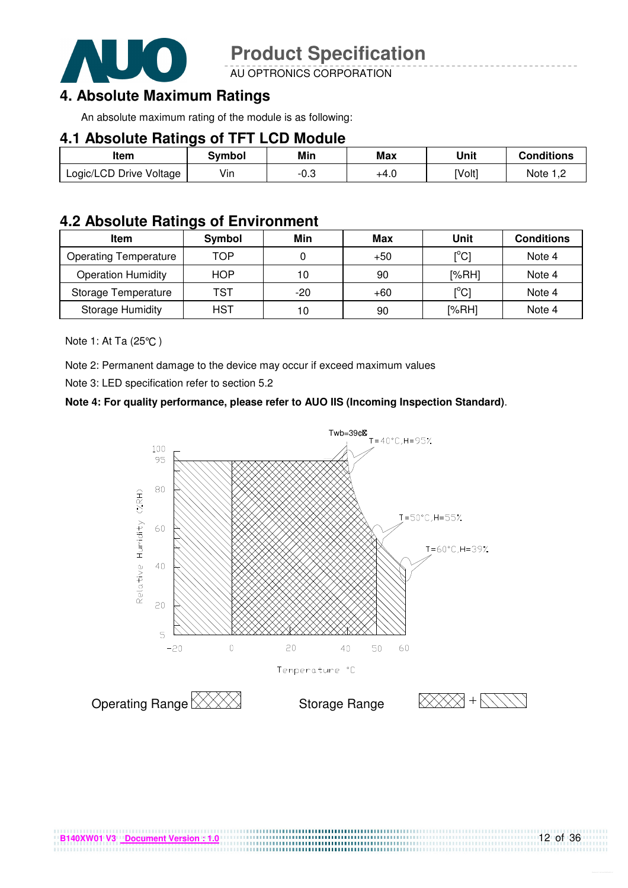## 4. Absolute Maximum Ratings

An absolute maximum rating of the module is as following:

### 4.1 Absolute Ratings of TFT LCD Module

| Item | Symbol | Min | Max | Unit | Conditions |
|---|---|---|---|---|---|
| Logic/LCD Drive Voltage | Vin | -0.3 | +4.0 | [Volt] | Note 1,2 |

### 4.2 Absolute Ratings of Environment

| Item | Symbol | Min | Max | Unit | Conditions |
|---|---|---|---|---|---|
| Operating Temperature | TOP | 0 | +50 | [°C] | Note 4 |
| Operation Humidity | HOP | 10 | 90 | [%RH] | Note 4 |
| Storage Temperature | TST | -20 | +60 | [°C] | Note 4 |
| Storage Humidity | HST | 10 | 90 | [%RH] | Note 4 |

Note 1: At Ta (25℃ )

Note 2: Permanent damage to the device may occur if exceed maximum values

Note 3: LED specification refer to section 5.2

**Note 4: For quality performance, please refer to AUO IIS (Incoming Inspection Standard)**.

Twb=39°C
T=40°C,H=95%
T=50°C,H=55%
T=60°C,H=39%

Relative Humidity (%RH)

Temperature °C

Operating Range

Storage Range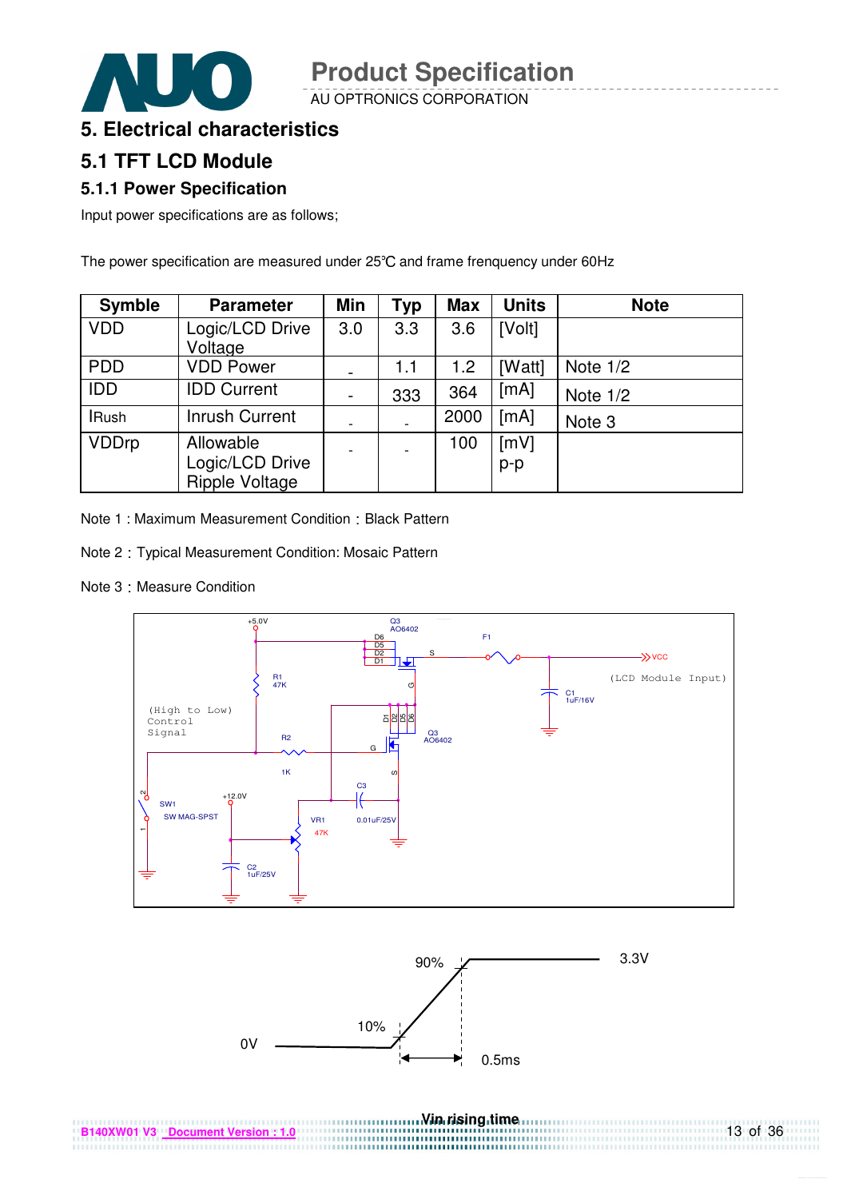# 5. Electrical characteristics

## 5.1 TFT LCD Module

### 5.1.1 Power Specification

Input power specifications are as follows;

The power specification are measured under 25℃ and frame frenquency under 60Hz

| Symble | Parameter | Min | Typ | Max | Units | Note |
|---|---|---|---|---|---|---|
| VDD | Logic/LCD Drive Voltage | 3.0 | 3.3 | 3.6 | [Volt] | |
| PDD | VDD Power | - | 1.1 | 1.2 | [Watt] | Note 1/2 |
| IDD | IDD Current | - | 333 | 364 | [mA] | Note 1/2 |
| IRush | Inrush Current | - | - | 2000 | [mA] | Note 3 |
| VDDrp | Allowable Logic/LCD Drive Ripple Voltage | - | - | 100 | [mV] p-p | |

Note 1 : Maximum Measurement Condition : Black Pattern

Note 2 : Typical Measurement Condition: Mosaic Pattern

Note 3 : Measure Condition

Vin rising time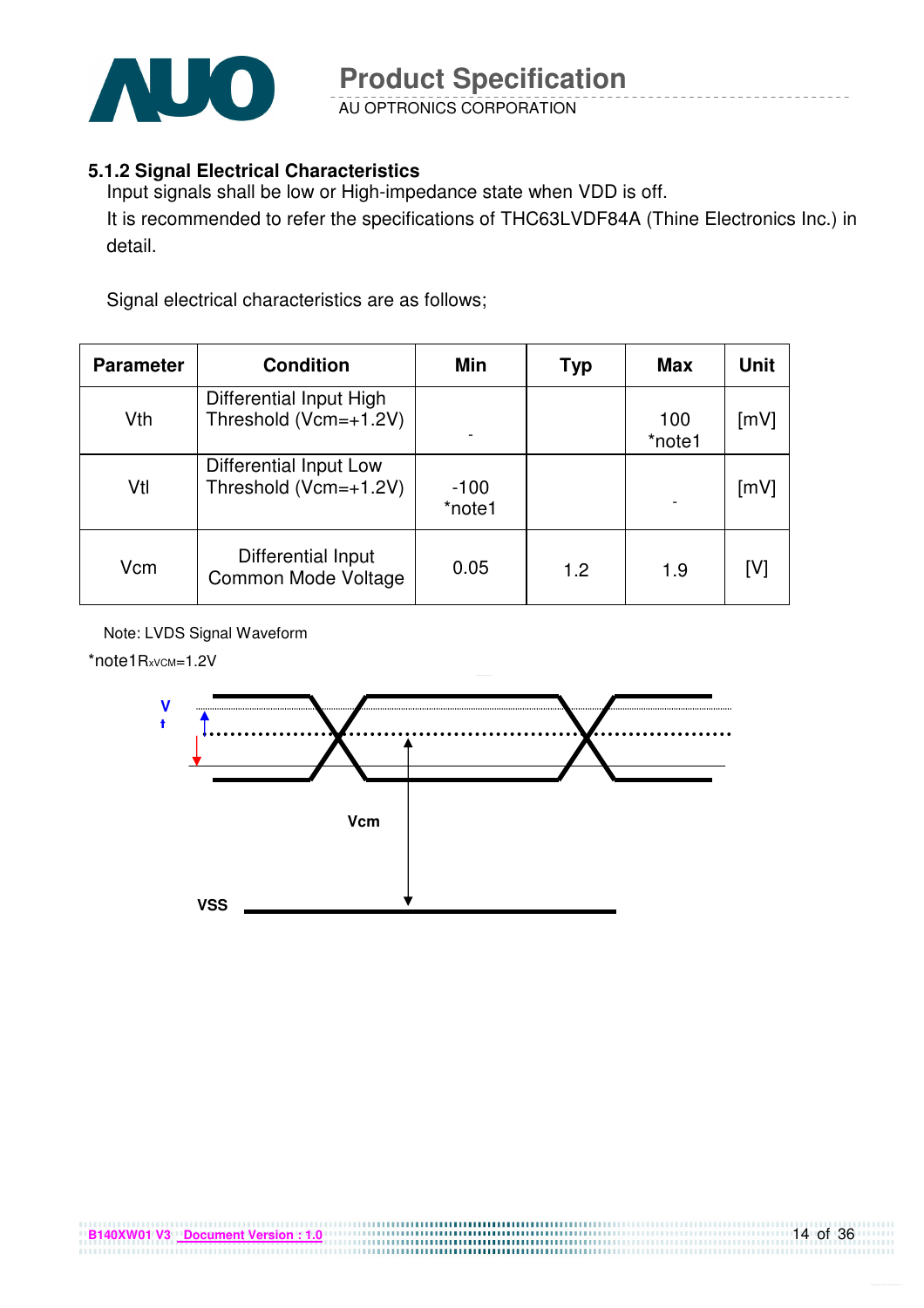### 5.1.2 Signal Electrical Characteristics

Input signals shall be low or High-impedance state when VDD is off.

It is recommended to refer the specifications of THC63LVDF84A (Thine Electronics Inc.) in detail.

Signal electrical characteristics are as follows;

| Parameter | Condition | Min | Typ | Max | Unit |
|---|---|---|---|---|---|
| Vth | Differential Input High Threshold (Vcm=+1.2V) | - | | 100 *note1 | [mV] |
| Vtl | Differential Input Low Threshold (Vcm=+1.2V) | -100 *note1 | | - | [mV] |
| Vcm | Differential Input Common Mode Voltage | 0.05 | 1.2 | 1.9 | [V] |

Note: LVDS Signal Waveform

*note1 $R_{xVCM}$=1.2V

Vt

Vcm

VSS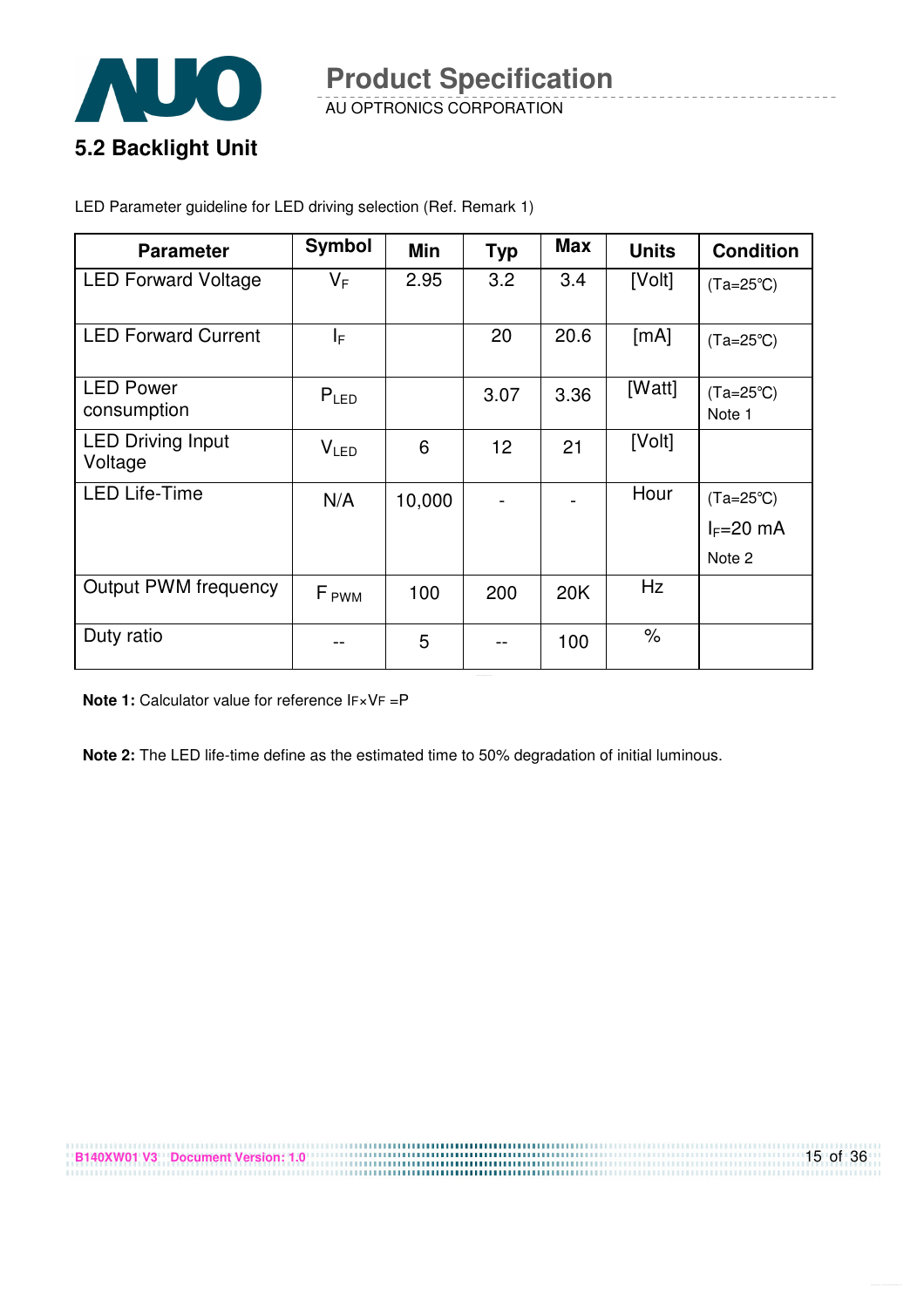## 5.2 Backlight Unit

LED Parameter guideline for LED driving selection (Ref. Remark 1)

| Parameter | Symbol | Min | Typ | Max | Units | Condition |
|---|---|---|---|---|---|---|
| LED Forward Voltage | $V_F$ | 2.95 | 3.2 | 3.4 | [Volt] | (Ta=25℃) |
| LED Forward Current | $I_F$ | | 20 | 20.6 | [mA] | (Ta=25℃) |
| LED Power consumption | $P_{LED}$ | | 3.07 | 3.36 | [Watt] | (Ta=25℃) Note 1 |
| LED Driving Input Voltage | $V_{LED}$ | 6 | 12 | 21 | [Volt] | |
| LED Life-Time | N/A | 10,000 | - | - | Hour | (Ta=25℃) $I_F$=20 mA Note 2 |
| Output PWM frequency | $F_{PWM}$ | 100 | 200 | 20K | Hz | |
| Duty ratio | -- | 5 | -- | 100 | % | |

**Note 1:** Calculator value for reference $I_F \times V_F = P$

**Note 2:** The LED life-time define as the estimated time to 50% degradation of initial luminous.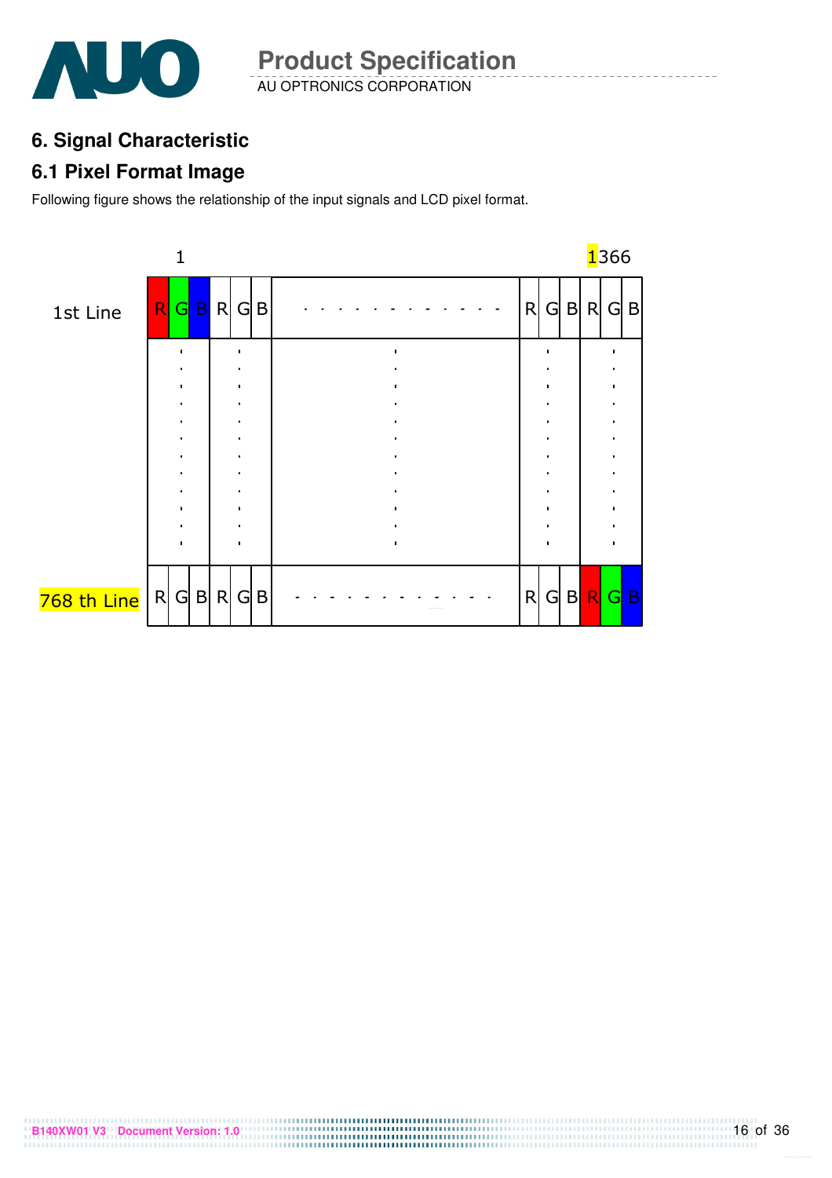## 6. Signal Characteristic

### 6.1 Pixel Format Image

Following figure shows the relationship of the input signals and LCD pixel format.

| | 1 | | | | | | | | | | | | 1366 | | |
|---|---|---|---|---|---|---|---|---|---|---|---|---|---|---|---|
| 1st Line | R | G | B | R | G | B | - - - - - - - - - - - - | R | G | B | R | G | B |
| | : | | | : | | | : | | : | | | : | | |
| 768 th Line | R | G | B | R | G | B | - - - - - - - - - - - - | R | G | B | R | G | B |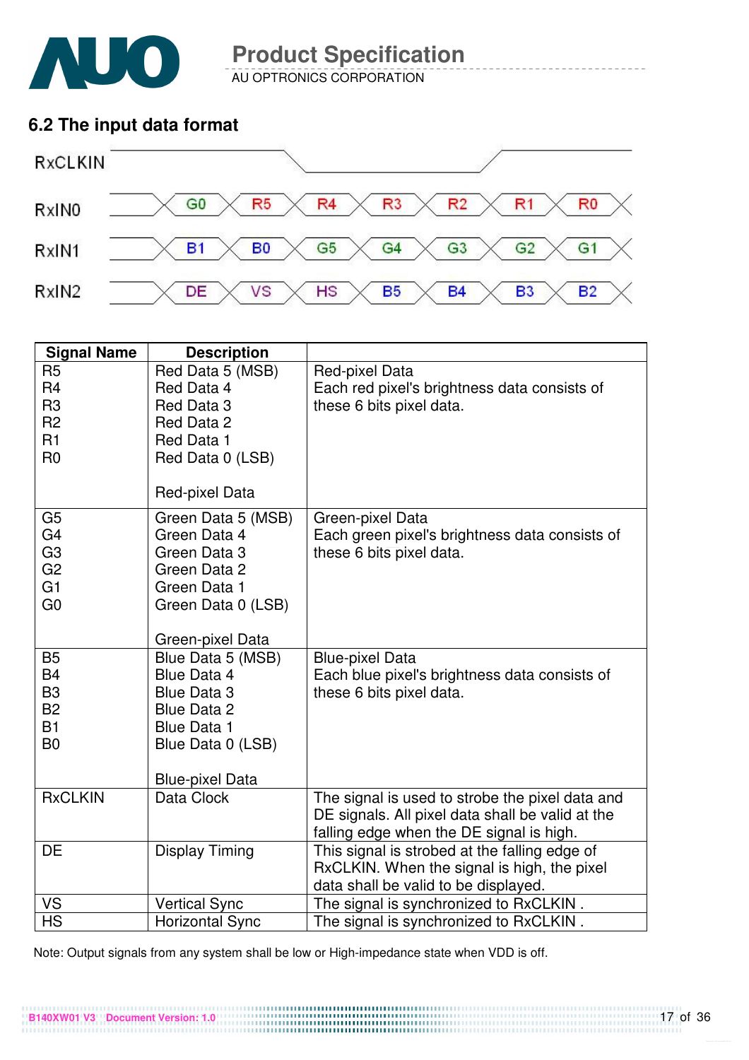## 6.2 The input data format

RxCLKIN

RxIN0: G0, R5, R4, R3, R2, R1, R0

RxIN1: B1, B0, G5, G4, G3, G2, G1

RxIN2: DE, VS, HS, B5, B4, B3, B2

| Signal Name | Description | |
|---|---|---|
| R5<br>R4<br>R3<br>R2<br>R1<br>R0 | Red Data 5 (MSB)<br>Red Data 4<br>Red Data 3<br>Red Data 2<br>Red Data 1<br>Red Data 0 (LSB)<br><br>Red-pixel Data | Red-pixel Data<br>Each red pixel's brightness data consists of these 6 bits pixel data. |
| G5<br>G4<br>G3<br>G2<br>G1<br>G0 | Green Data 5 (MSB)<br>Green Data 4<br>Green Data 3<br>Green Data 2<br>Green Data 1<br>Green Data 0 (LSB)<br><br>Green-pixel Data | Green-pixel Data<br>Each green pixel's brightness data consists of these 6 bits pixel data. |
| B5<br>B4<br>B3<br>B2<br>B1<br>B0 | Blue Data 5 (MSB)<br>Blue Data 4<br>Blue Data 3<br>Blue Data 2<br>Blue Data 1<br>Blue Data 0 (LSB)<br><br>Blue-pixel Data | Blue-pixel Data<br>Each blue pixel's brightness data consists of these 6 bits pixel data. |
| RxCLKIN | Data Clock | The signal is used to strobe the pixel data and DE signals. All pixel data shall be valid at the falling edge when the DE signal is high. |
| DE | Display Timing | This signal is strobed at the falling edge of RxCLKIN. When the signal is high, the pixel data shall be valid to be displayed. |
| VS | Vertical Sync | The signal is synchronized to RxCLKIN . |
| HS | Horizontal Sync | The signal is synchronized to RxCLKIN . |

Note: Output signals from any system shall be low or High-impedance state when VDD is off.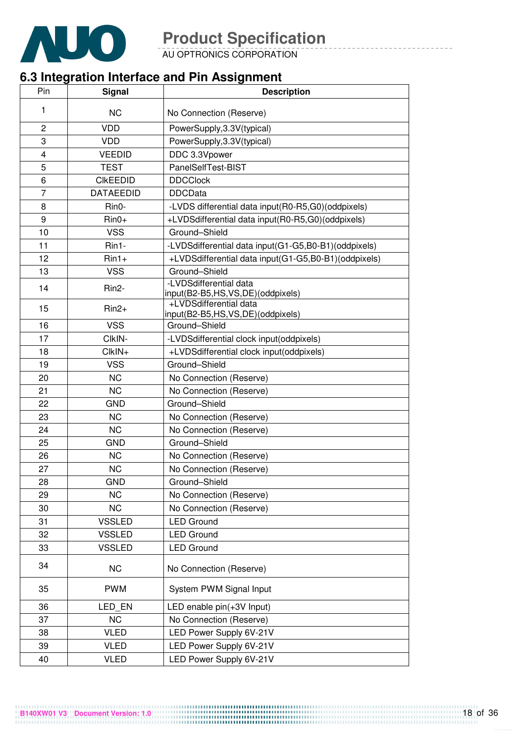## 6.3 Integration Interface and Pin Assignment

| Pin | Signal | Description |
|---|---|---|
| 1 | NC | No Connection (Reserve) |
| 2 | VDD | PowerSupply,3.3V(typical) |
| 3 | VDD | PowerSupply,3.3V(typical) |
| 4 | VEEDID | DDC 3.3Vpower |
| 5 | TEST | PanelSelfTest-BIST |
| 6 | ClkEEDID | DDCClock |
| 7 | DATAEEDID | DDCData |
| 8 | Rin0- | -LVDS differential data input(R0-R5,G0)(oddpixels) |
| 9 | Rin0+ | +LVDSdifferential data input(R0-R5,G0)(oddpixels) |
| 10 | VSS | Ground–Shield |
| 11 | Rin1- | -LVDSdifferential data input(G1-G5,B0-B1)(oddpixels) |
| 12 | Rin1+ | +LVDSdifferential data input(G1-G5,B0-B1)(oddpixels) |
| 13 | VSS | Ground–Shield |
| 14 | Rin2- | -LVDSdifferential data input(B2-B5,HS,VS,DE)(oddpixels) |
| 15 | Rin2+ | +LVDSdifferential data input(B2-B5,HS,VS,DE)(oddpixels) |
| 16 | VSS | Ground–Shield |
| 17 | ClkIN- | -LVDSdifferential clock input(oddpixels) |
| 18 | ClkIN+ | +LVDSdifferential clock input(oddpixels) |
| 19 | VSS | Ground–Shield |
| 20 | NC | No Connection (Reserve) |
| 21 | NC | No Connection (Reserve) |
| 22 | GND | Ground–Shield |
| 23 | NC | No Connection (Reserve) |
| 24 | NC | No Connection (Reserve) |
| 25 | GND | Ground–Shield |
| 26 | NC | No Connection (Reserve) |
| 27 | NC | No Connection (Reserve) |
| 28 | GND | Ground–Shield |
| 29 | NC | No Connection (Reserve) |
| 30 | NC | No Connection (Reserve) |
| 31 | VSSLED | LED Ground |
| 32 | VSSLED | LED Ground |
| 33 | VSSLED | LED Ground |
| 34 | NC | No Connection (Reserve) |
| 35 | PWM | System PWM Signal Input |
| 36 | LED_EN | LED enable pin(+3V Input) |
| 37 | NC | No Connection (Reserve) |
| 38 | VLED | LED Power Supply 6V-21V |
| 39 | VLED | LED Power Supply 6V-21V |
| 40 | VLED | LED Power Supply 6V-21V |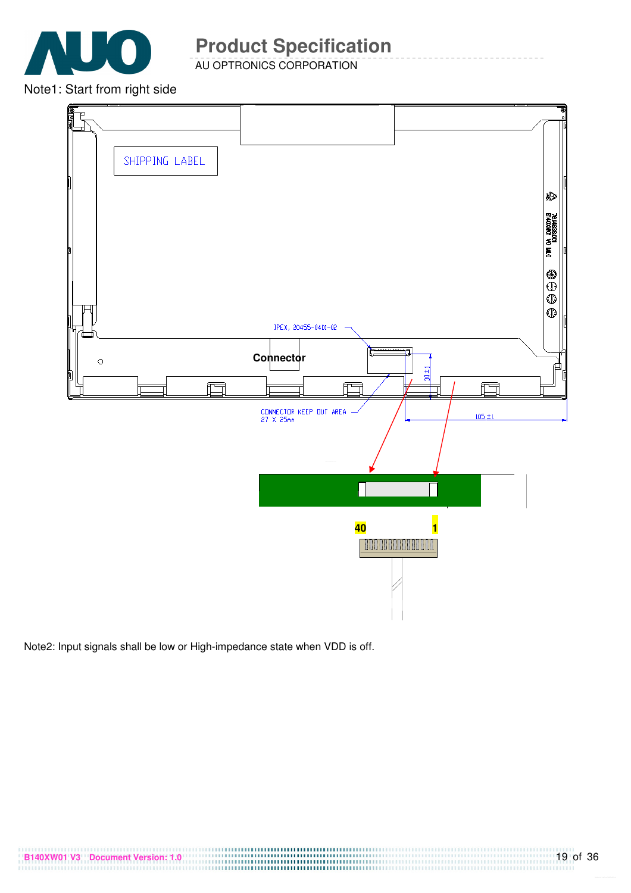Note1: Start from right side

SHIPPING LABEL

IPEX, 20455-0401-02

Connector

30±1

CONNECTOR KEEP OUT AREA
27 X 25mm

105±1

40

1

Note2: Input signals shall be low or High-impedance state when VDD is off.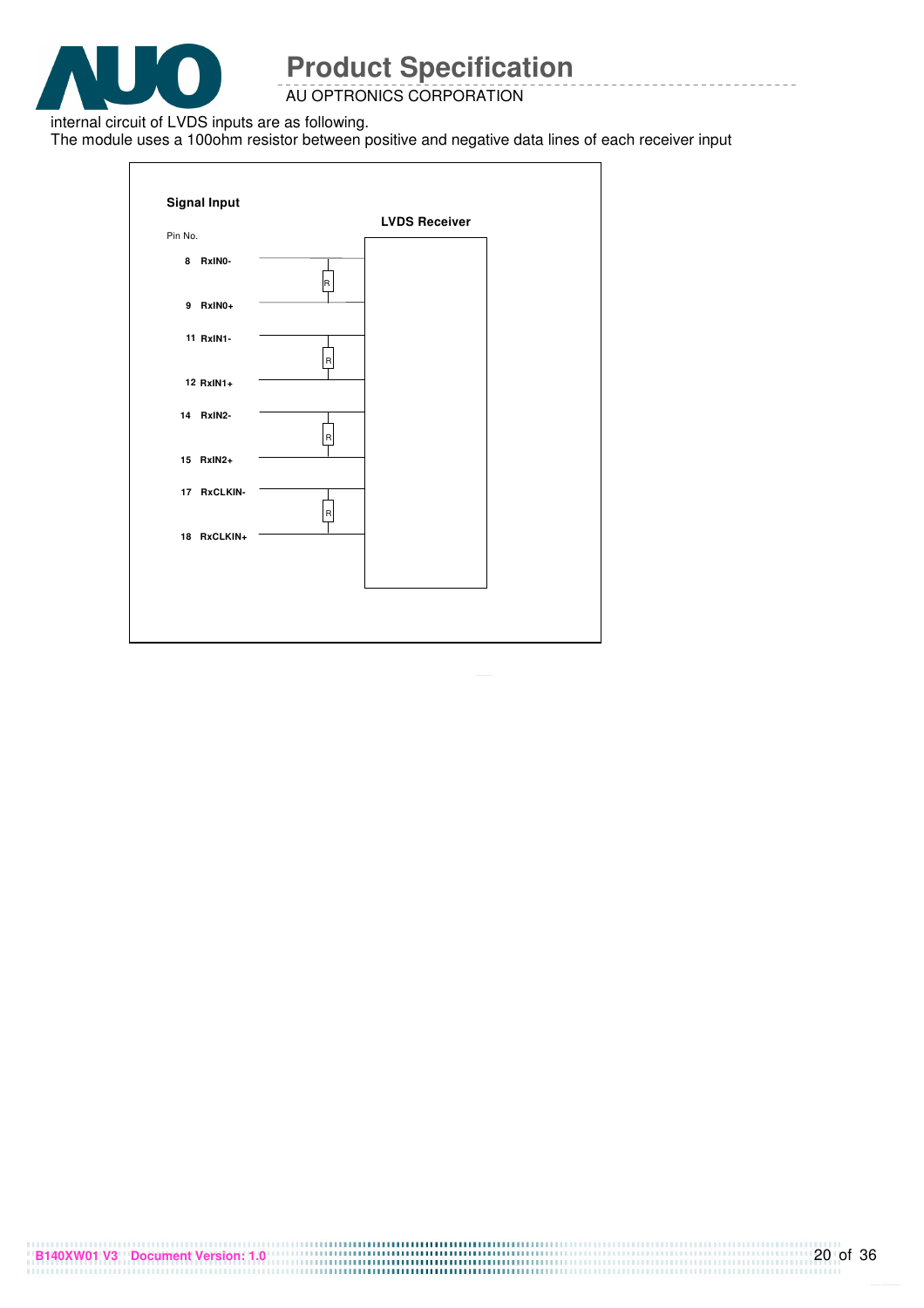internal circuit of LVDS inputs are as following.

The module uses a 100ohm resistor between positive and negative data lines of each receiver input

**Signal Input**

**LVDS Receiver**

Pin No.

| Pin No. | Signal |
|---|---|
| 8 | RxIN0- |
| 9 | RxIN0+ |
| 11 | RxIN1- |
| 12 | RxIN1+ |
| 14 | RxIN2- |
| 15 | RxIN2+ |
| 17 | RxCLKIN- |
| 18 | RxCLKIN+ |

R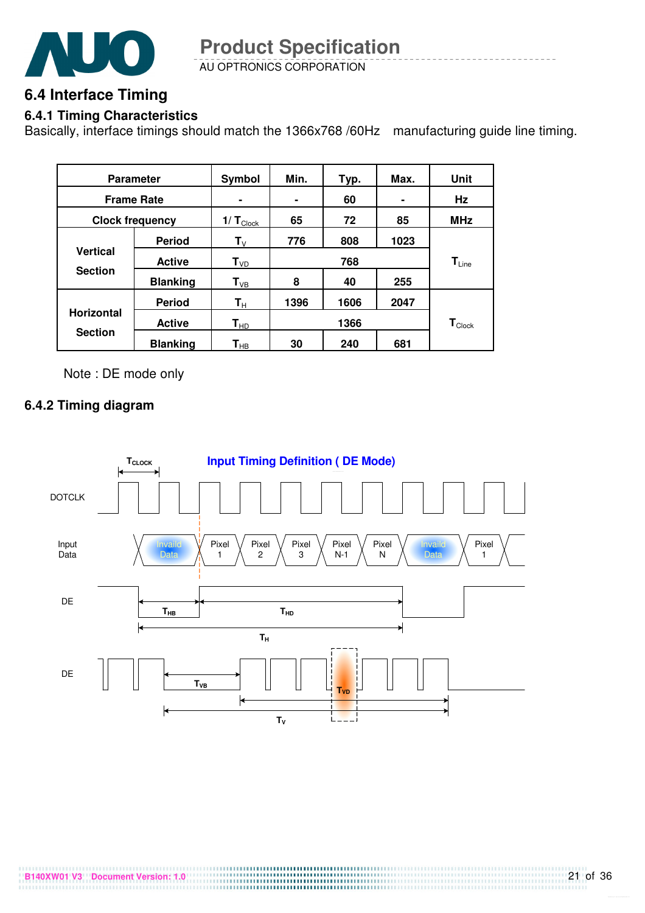## 6.4 Interface Timing

### 6.4.1 Timing Characteristics

Basically, interface timings should match the 1366x768 /60Hz manufacturing guide line timing.

| Parameter | | Symbol | Min. | Typ. | Max. | Unit |
|---|---|---|---|---|---|---|
| Frame Rate | | - | - | 60 | - | Hz |
| Clock frequency | | $1/\ T_{Clock}$ | 65 | 72 | 85 | MHz |
| Vertical Section | Period | $T_V$ | 776 | 808 | 1023 | $T_{Line}$ |
| | Active | $T_{VD}$ | | 768 | | |
| | Blanking | $T_{VB}$ | 8 | 40 | 255 | |
| Horizontal Section | Period | $T_H$ | 1396 | 1606 | 2047 | $T_{Clock}$ |
| | Active | $T_{HD}$ | | 1366 | | |
| | Blanking | $T_{HB}$ | 30 | 240 | 681 | |

Note : DE mode only

### 6.4.2 Timing diagram

Input Timing Definition ( DE Mode)

$T_{CLOCK}$

DOTCLK

Input Data: Invaild Data | Pixel 1 | Pixel 2 | Pixel 3 | Pixel N-1 | Pixel N | Invaild Data | Pixel 1

DE: $T_{HB}$, $T_{HD}$, $T_H$

DE: $T_{VB}$, $T_{VD}$, $T_V$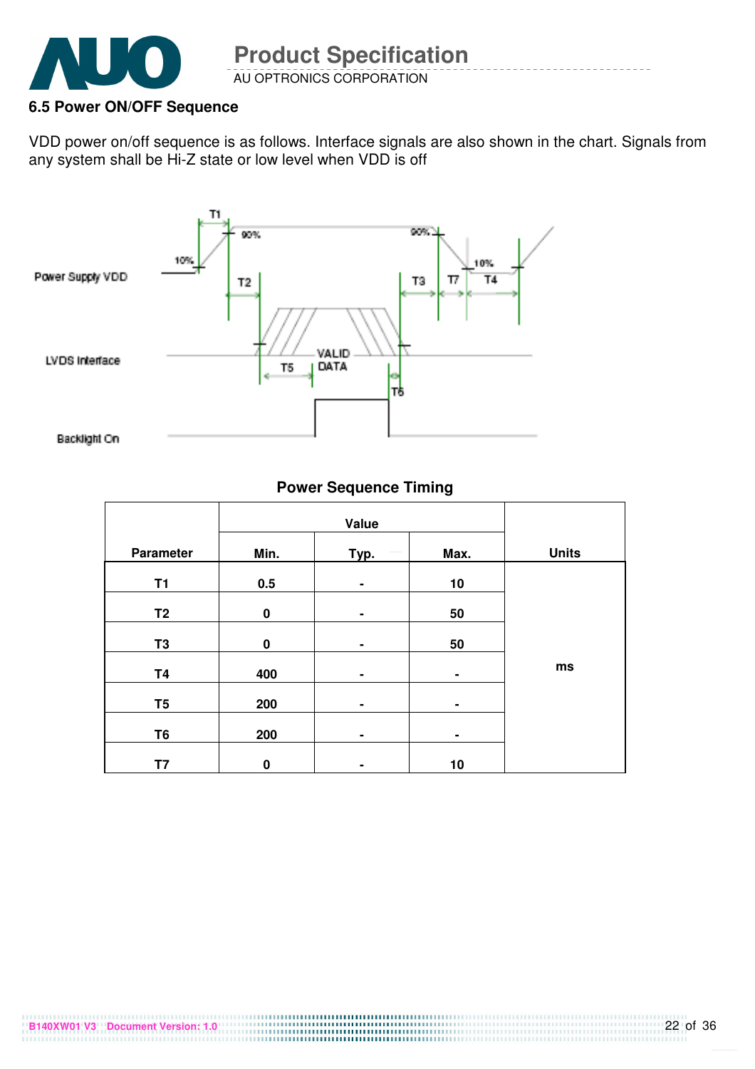### 6.5 Power ON/OFF Sequence

VDD power on/off sequence is as follows. Interface signals are also shown in the chart. Signals from any system shall be Hi-Z state or low level when VDD is off

**Power Sequence Timing**

| Parameter | Value | | | Units |
|---|---|---|---|---|
| | Min. | Typ. | Max. | |
| T1 | 0.5 | - | 10 | ms |
| T2 | 0 | - | 50 | ms |
| T3 | 0 | - | 50 | ms |
| T4 | 400 | - | - | ms |
| T5 | 200 | - | - | ms |
| T6 | 200 | - | - | ms |
| T7 | 0 | - | 10 | ms |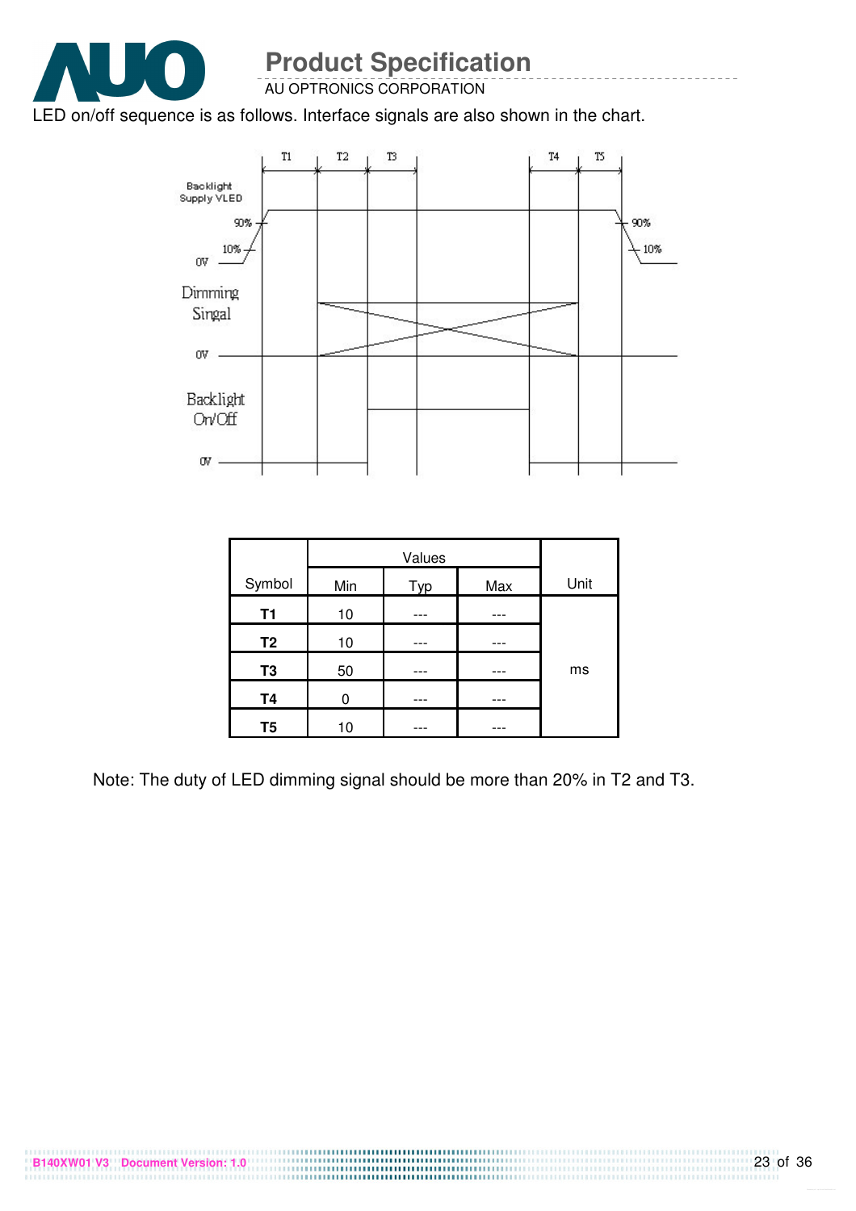LED on/off sequence is as follows. Interface signals are also shown in the chart.

| Symbol | Values | | | Unit |
|---|---|---|---|---|
| | Min | Typ | Max | |
| **T1** | 10 | --- | --- | ms |
| **T2** | 10 | --- | --- | |
| **T3** | 50 | --- | --- | |
| **T4** | 0 | --- | --- | |
| **T5** | 10 | --- | --- | |

Note: The duty of LED dimming signal should be more than 20% in T2 and T3.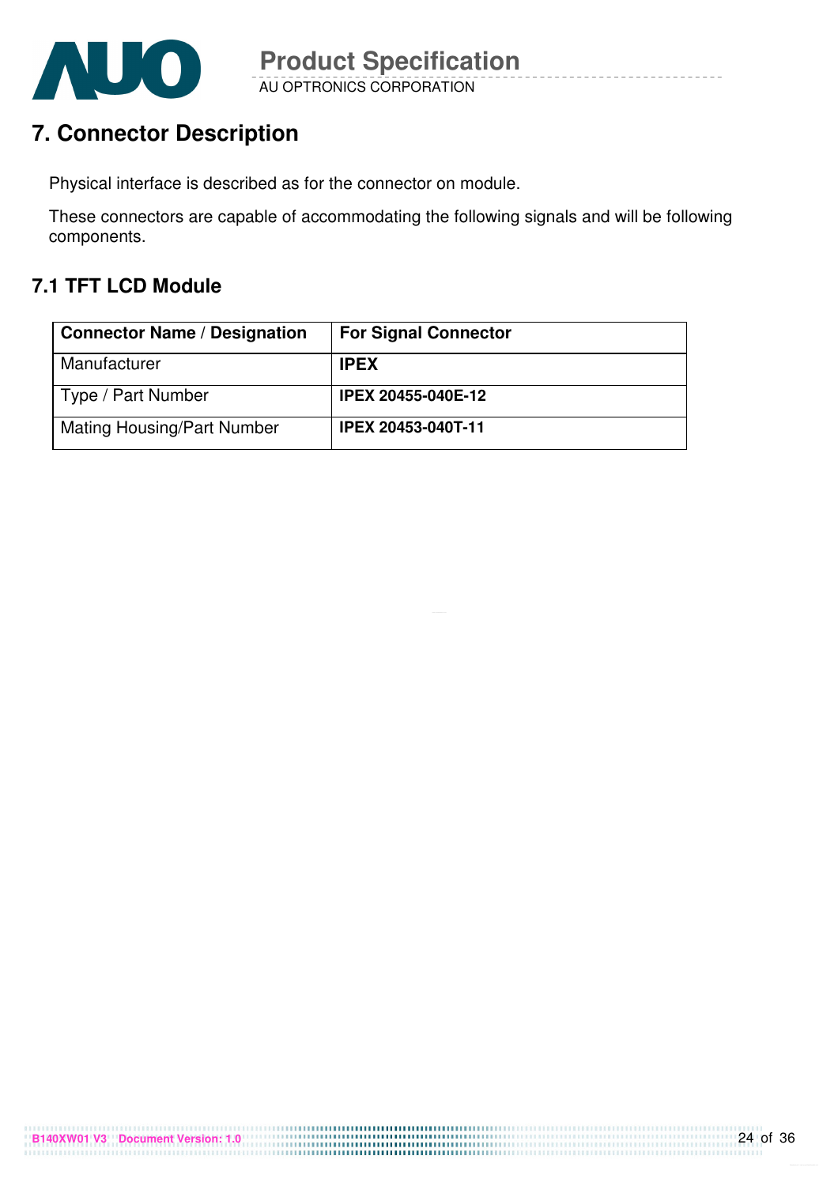# 7. Connector Description

Physical interface is described as for the connector on module.

These connectors are capable of accommodating the following signals and will be following components.

## 7.1 TFT LCD Module

| Connector Name / Designation | For Signal Connector |
|---|---|
| Manufacturer | **IPEX** |
| Type / Part Number | **IPEX 20455-040E-12** |
| Mating Housing/Part Number | **IPEX 20453-040T-11** |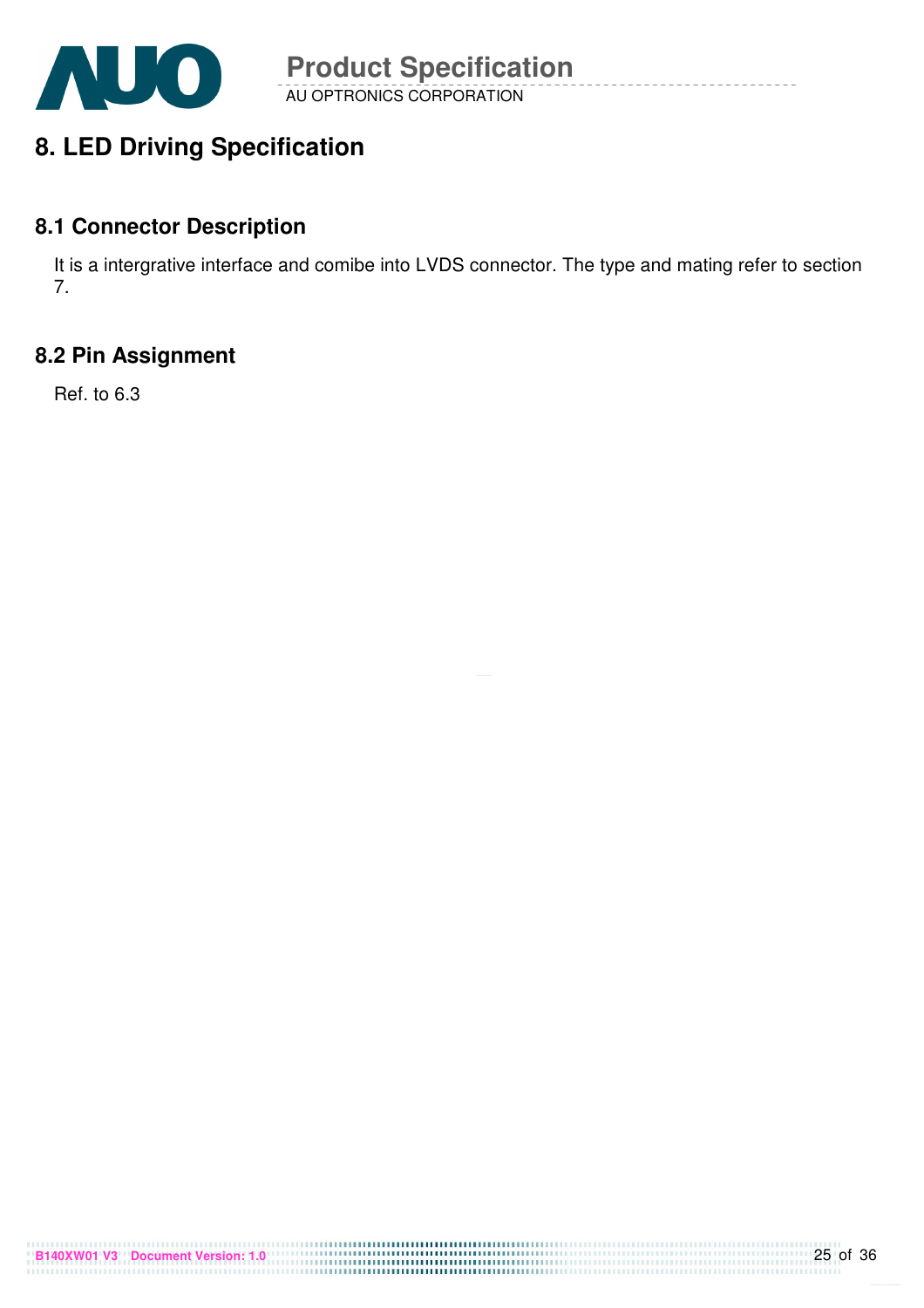# 8. LED Driving Specification

## 8.1 Connector Description

It is a intergrative interface and comibe into LVDS connector. The type and mating refer to section 7.

## 8.2 Pin Assignment

Ref. to 6.3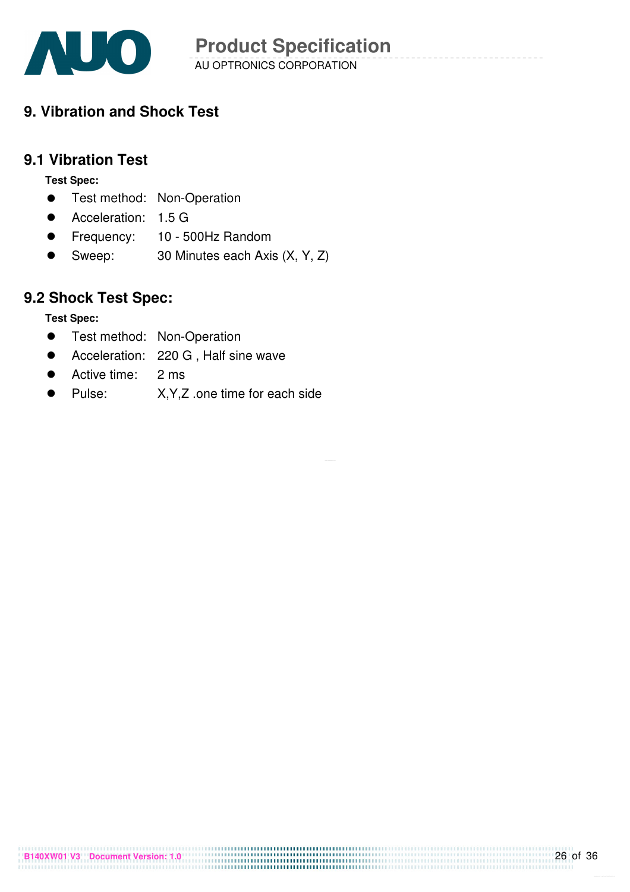# 9. Vibration and Shock Test

## 9.1 Vibration Test

**Test Spec:**

- Test method: Non-Operation
- Acceleration: 1.5 G
- Frequency: 10 - 500Hz Random
- Sweep: 30 Minutes each Axis (X, Y, Z)

## 9.2 Shock Test Spec:

**Test Spec:**

- Test method: Non-Operation
- Acceleration: 220 G , Half sine wave
- Active time: 2 ms
- Pulse: X,Y,Z .one time for each side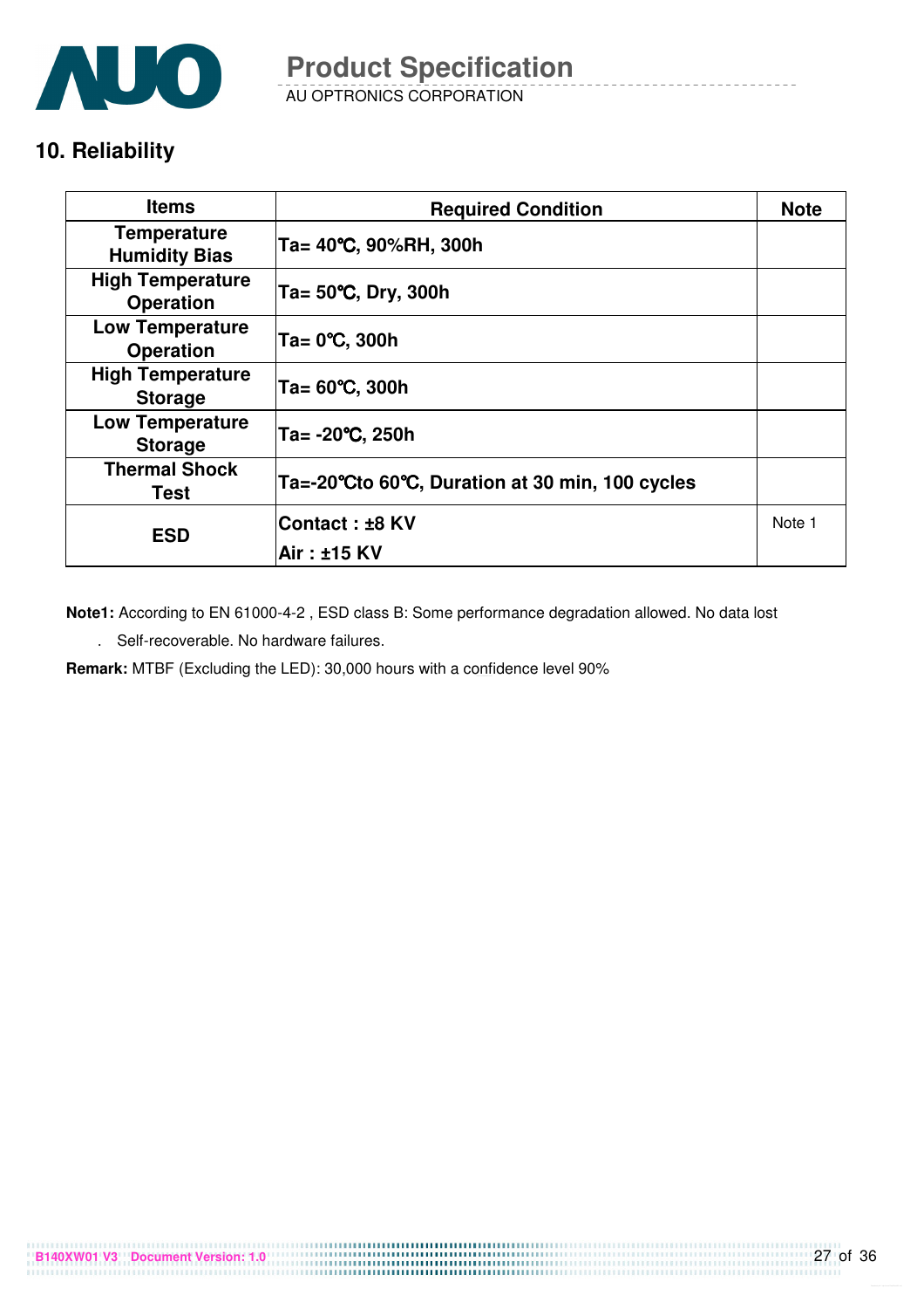## 10. Reliability

| Items | Required Condition | Note |
|---|---|---|
| Temperature Humidity Bias | Ta= 40℃, 90%RH, 300h | |
| High Temperature Operation | Ta= 50℃, Dry, 300h | |
| Low Temperature Operation | Ta= 0℃, 300h | |
| High Temperature Storage | Ta= 60℃, 300h | |
| Low Temperature Storage | Ta= -20℃, 250h | |
| Thermal Shock Test | Ta=-20℃to 60℃, Duration at 30 min, 100 cycles | |
| ESD | Contact : ±8 KV<br>Air : ±15 KV | Note 1 |

**Note1:** According to EN 61000-4-2 , ESD class B: Some performance degradation allowed. No data lost

. Self-recoverable. No hardware failures.

**Remark:** MTBF (Excluding the LED): 30,000 hours with a confidence level 90%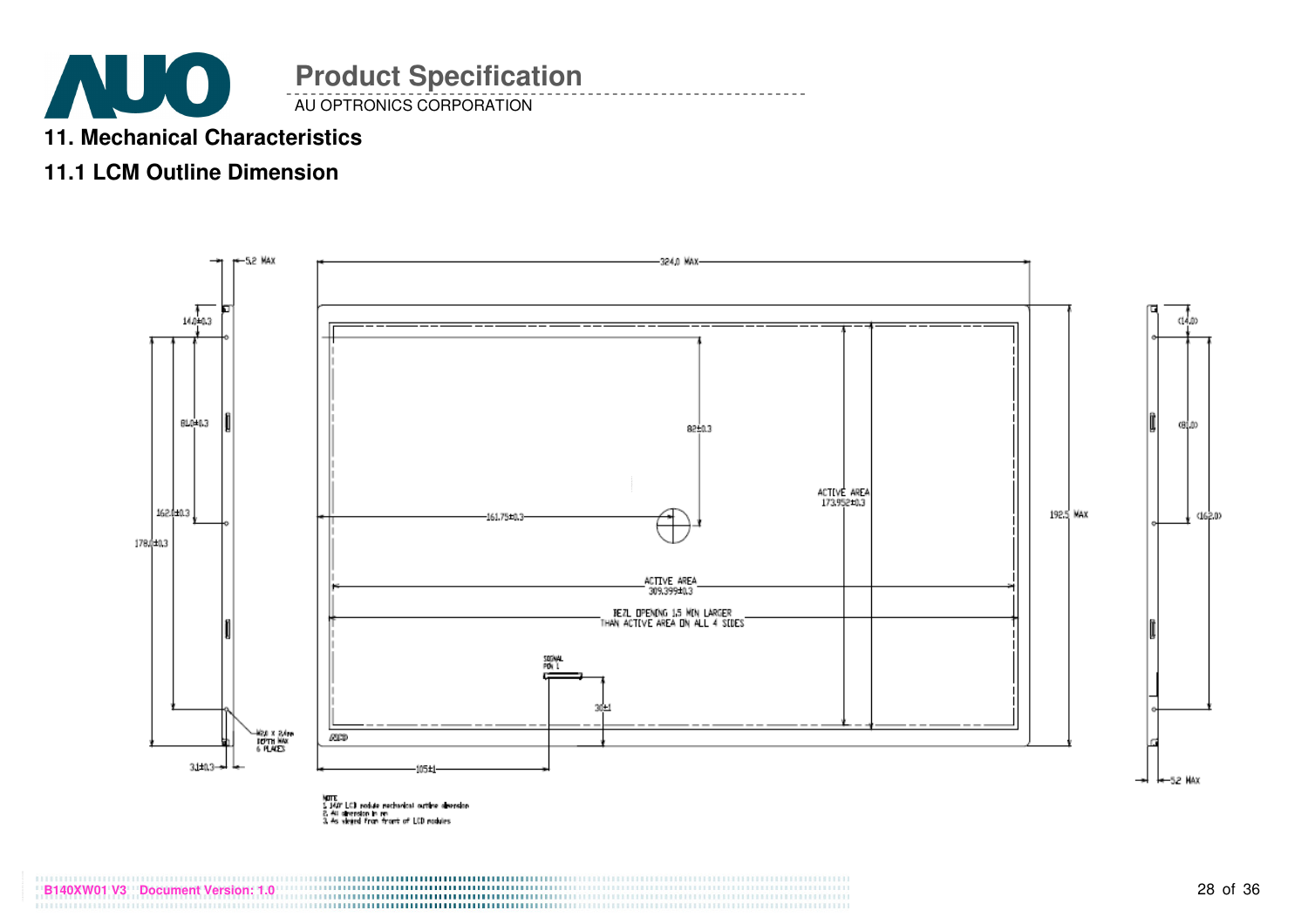## 11. Mechanical Characteristics

### 11.1 LCM Outline Dimension

5.2 MAX

324.0 MAX

14.0±0.3

81.0±0.3

162.0±0.3

178.0±0.3

82±0.3

161.75±0.3

ACTIVE AREA 173.952±0.3

192.5 MAX

ACTIVE AREA 309.399±0.3

BEZL OPENING 1.5 MIN LARGER THAN ACTIVE AREA ON ALL 4 SIDES

SIGNAL PIN 1

30±1

M2.0 X 2.4mm DEPTH MAX 6 PLACES

3.1±0.3

105±1

(14.0)

(81.0)

(162.0)

5.2 MAX

NOTE
1. 14.0" LCD module mechanical outline dimension
2. All dimension in mm
3. As viewed from front of LCD modules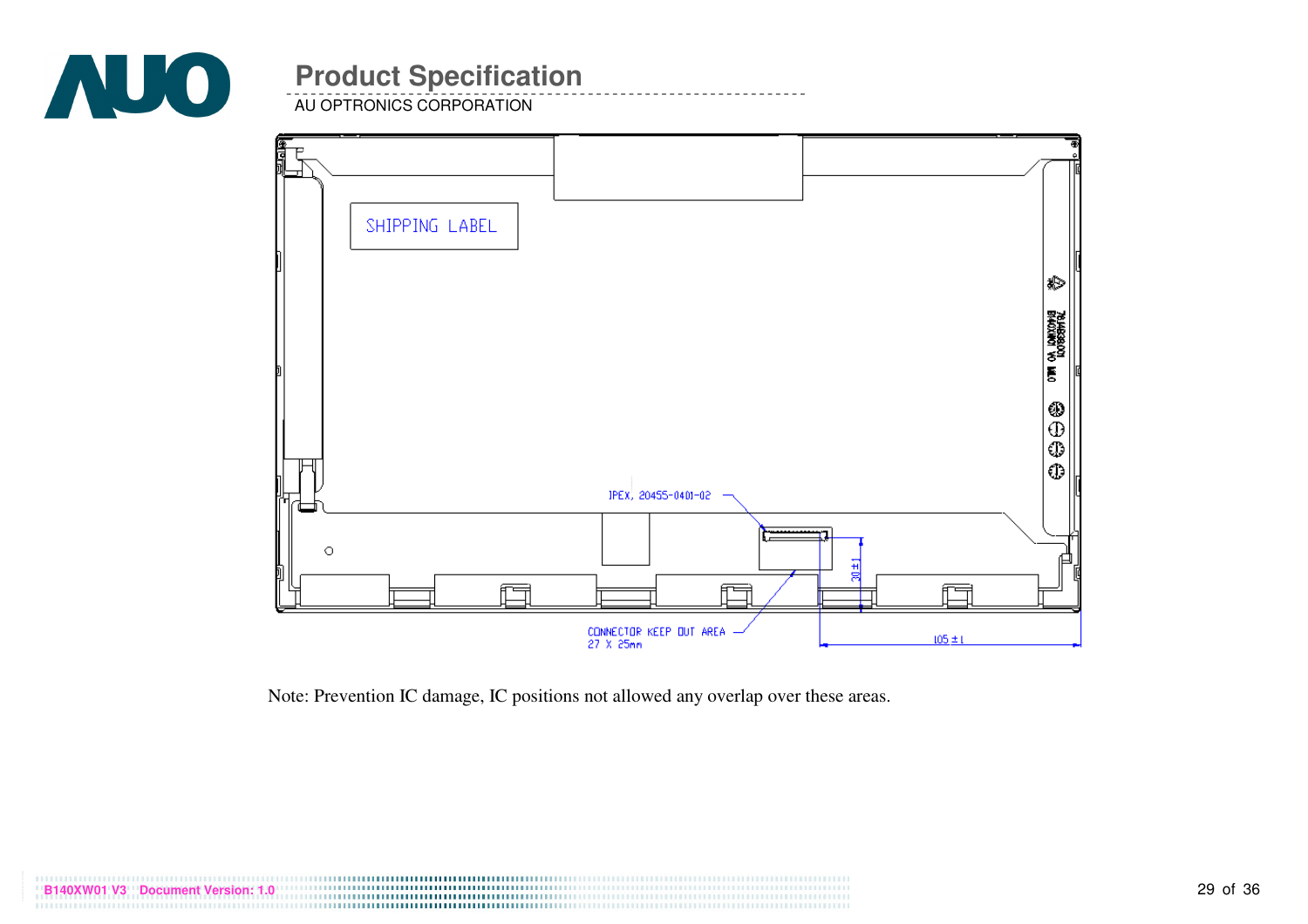SHIPPING LABEL

IPEX, 20455-0401-02

30±1

CONNECTOR KEEP OUT AREA
27 X 25mm

105±1

Note: Prevention IC damage, IC positions not allowed any overlap over these areas.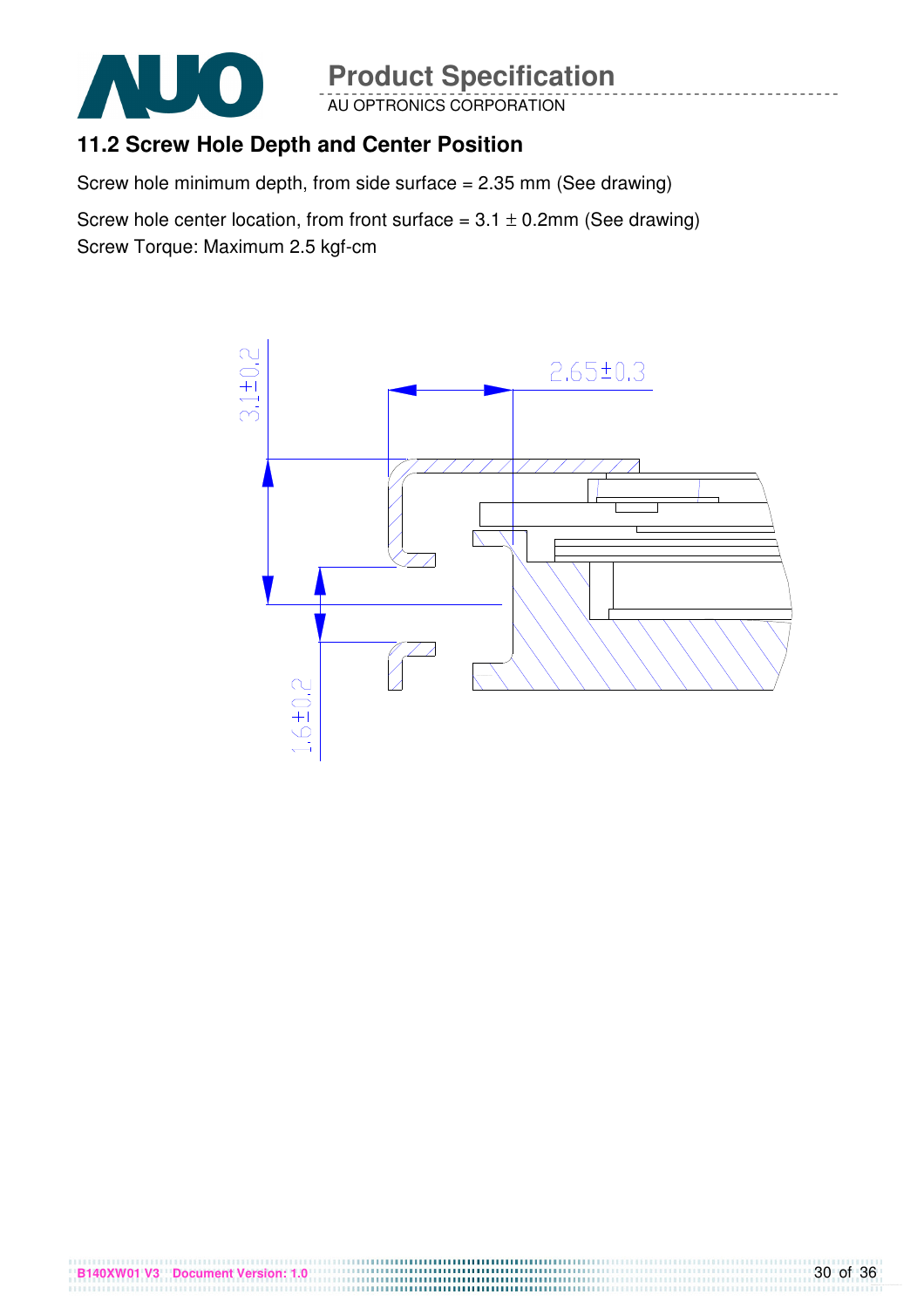## 11.2 Screw Hole Depth and Center Position

Screw hole minimum depth, from side surface = 2.35 mm (See drawing)

Screw hole center location, from front surface = 3.1 ± 0.2mm (See drawing)
Screw Torque: Maximum 2.5 kgf-cm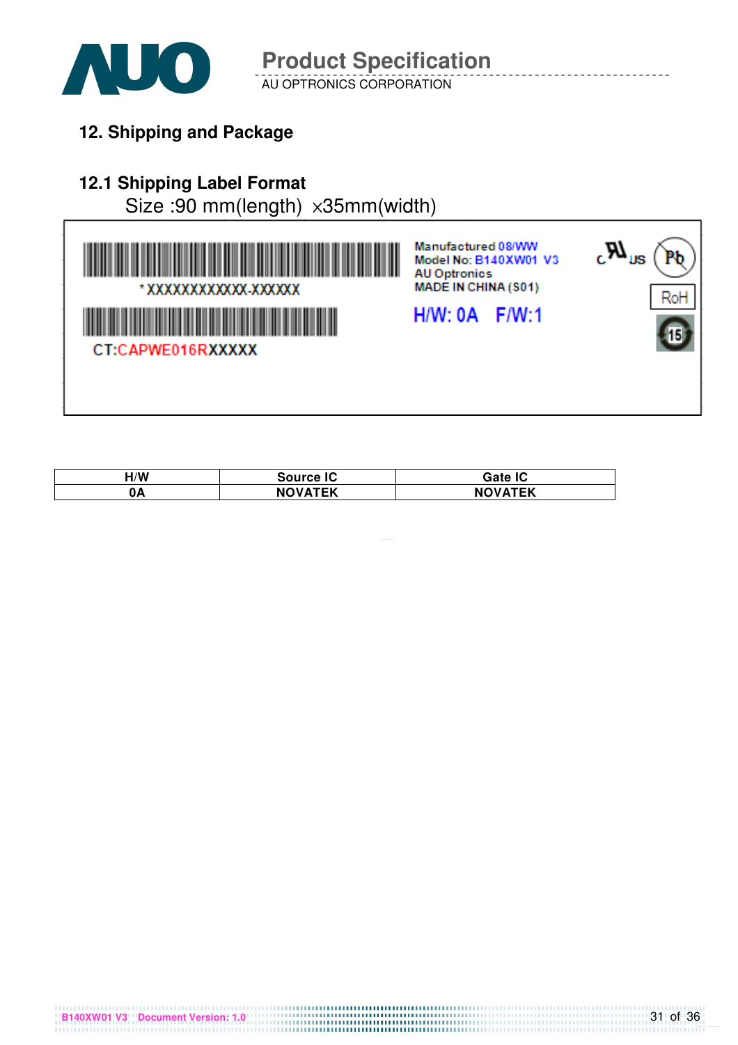## 12. Shipping and Package

### 12.1 Shipping Label Format

Size :90 mm(length) ×35mm(width)

*XXXXXXXXXXXX-XXXXXX

CT:CAPWE016RXXXXX

Manufactured 08/WW
Model No: B140XW01 V3
AU Optronics
MADE IN CHINA (S01)

H/W: 0A F/W:1

RoH

| H/W | Source IC | Gate IC |
|---|---|---|
| 0A | NOVATEK | NOVATEK |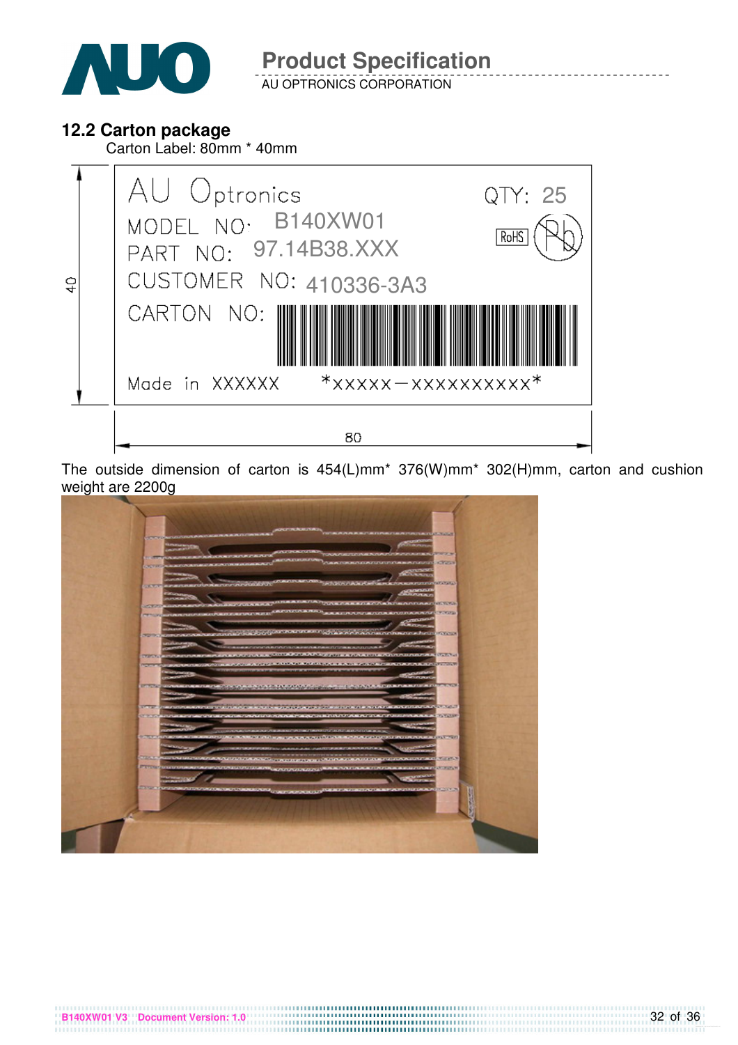### 12.2 Carton package

Carton Label: 80mm * 40mm

The outside dimension of carton is 454(L)mm* 376(W)mm* 302(H)mm, carton and cushion weight are 2200g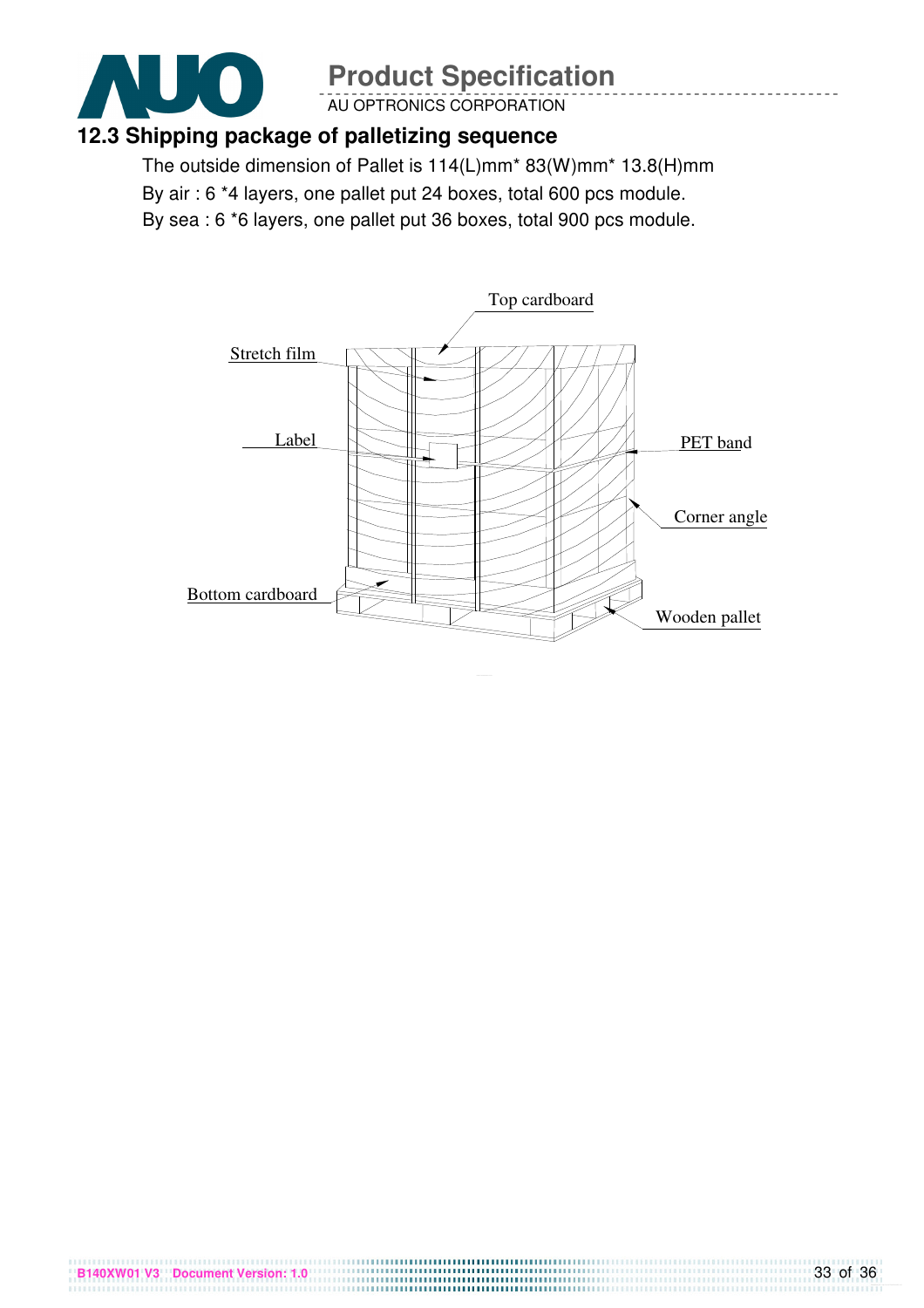## 12.3 Shipping package of palletizing sequence

The outside dimension of Pallet is 114(L)mm* 83(W)mm* 13.8(H)mm

By air : 6 *4 layers, one pallet put 24 boxes, total 600 pcs module.

By sea : 6 *6 layers, one pallet put 36 boxes, total 900 pcs module.

Top cardboard

Stretch film

Label

PET band

Corner angle

Bottom cardboard

Wooden pallet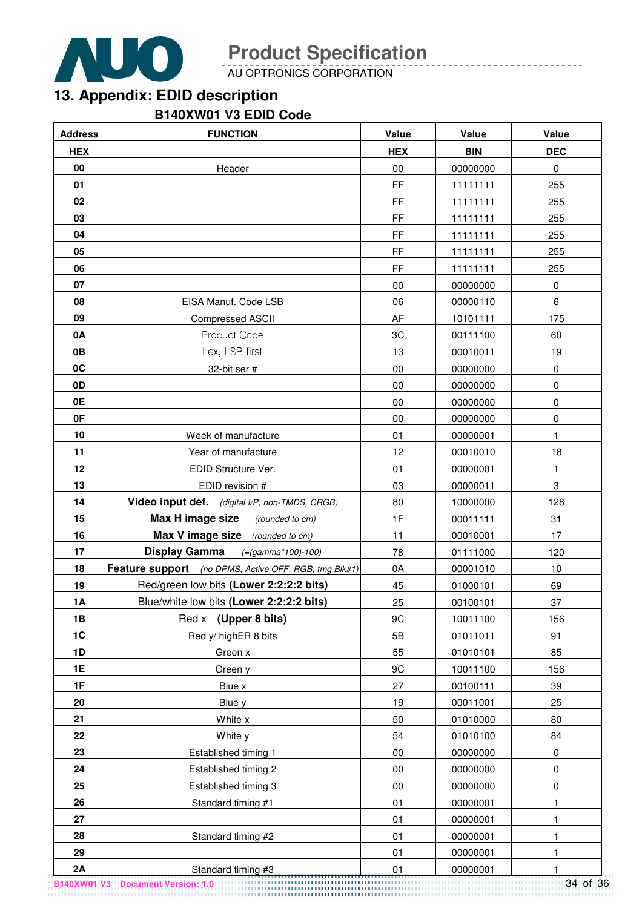## 13. Appendix: EDID description

### B140XW01 V3 EDID Code

| Address | FUNCTION | Value | Value | Value |
|---|---|---|---|---|
| HEX | | HEX | BIN | DEC |
| 00 | Header | 00 | 00000000 | 0 |
| 01 | | FF | 11111111 | 255 |
| 02 | | FF | 11111111 | 255 |
| 03 | | FF | 11111111 | 255 |
| 04 | | FF | 11111111 | 255 |
| 05 | | FF | 11111111 | 255 |
| 06 | | FF | 11111111 | 255 |
| 07 | | 00 | 00000000 | 0 |
| 08 | EISA Manuf. Code LSB | 06 | 00000110 | 6 |
| 09 | Compressed ASCII | AF | 10101111 | 175 |
| 0A | Product Code | 3C | 00111100 | 60 |
| 0B | hex, LSB first | 13 | 00010011 | 19 |
| 0C | 32-bit ser # | 00 | 00000000 | 0 |
| 0D | | 00 | 00000000 | 0 |
| 0E | | 00 | 00000000 | 0 |
| 0F | | 00 | 00000000 | 0 |
| 10 | Week of manufacture | 01 | 00000001 | 1 |
| 11 | Year of manufacture | 12 | 00010010 | 18 |
| 12 | EDID Structure Ver. | 01 | 00000001 | 1 |
| 13 | EDID revision # | 03 | 00000011 | 3 |
| 14 | **Video input def.** *(digital I/P, non-TMDS, CRGB)* | 80 | 10000000 | 128 |
| 15 | **Max H image size** *(rounded to cm)* | 1F | 00011111 | 31 |
| 16 | **Max V image size** *(rounded to cm)* | 11 | 00010001 | 17 |
| 17 | **Display Gamma** *(=(gamma\*100)-100)* | 78 | 01111000 | 120 |
| 18 | **Feature support** *(no DPMS, Active OFF, RGB, tmg Blk#1)* | 0A | 00001010 | 10 |
| 19 | Red/green low bits **(Lower 2:2:2:2 bits)** | 45 | 01000101 | 69 |
| 1A | Blue/white low bits **(Lower 2:2:2:2 bits)** | 25 | 00100101 | 37 |
| 1B | Red x **(Upper 8 bits)** | 9C | 10011100 | 156 |
| 1C | Red y/ highER 8 bits | 5B | 01011011 | 91 |
| 1D | Green x | 55 | 01010101 | 85 |
| 1E | Green y | 9C | 10011100 | 156 |
| 1F | Blue x | 27 | 00100111 | 39 |
| 20 | Blue y | 19 | 00011001 | 25 |
| 21 | White x | 50 | 01010000 | 80 |
| 22 | White y | 54 | 01010100 | 84 |
| 23 | Established timing 1 | 00 | 00000000 | 0 |
| 24 | Established timing 2 | 00 | 00000000 | 0 |
| 25 | Established timing 3 | 00 | 00000000 | 0 |
| 26 | Standard timing #1 | 01 | 00000001 | 1 |
| 27 | | 01 | 00000001 | 1 |
| 28 | Standard timing #2 | 01 | 00000001 | 1 |
| 29 | | 01 | 00000001 | 1 |
| 2A | Standard timing #3 | 01 | 00000001 | 1 |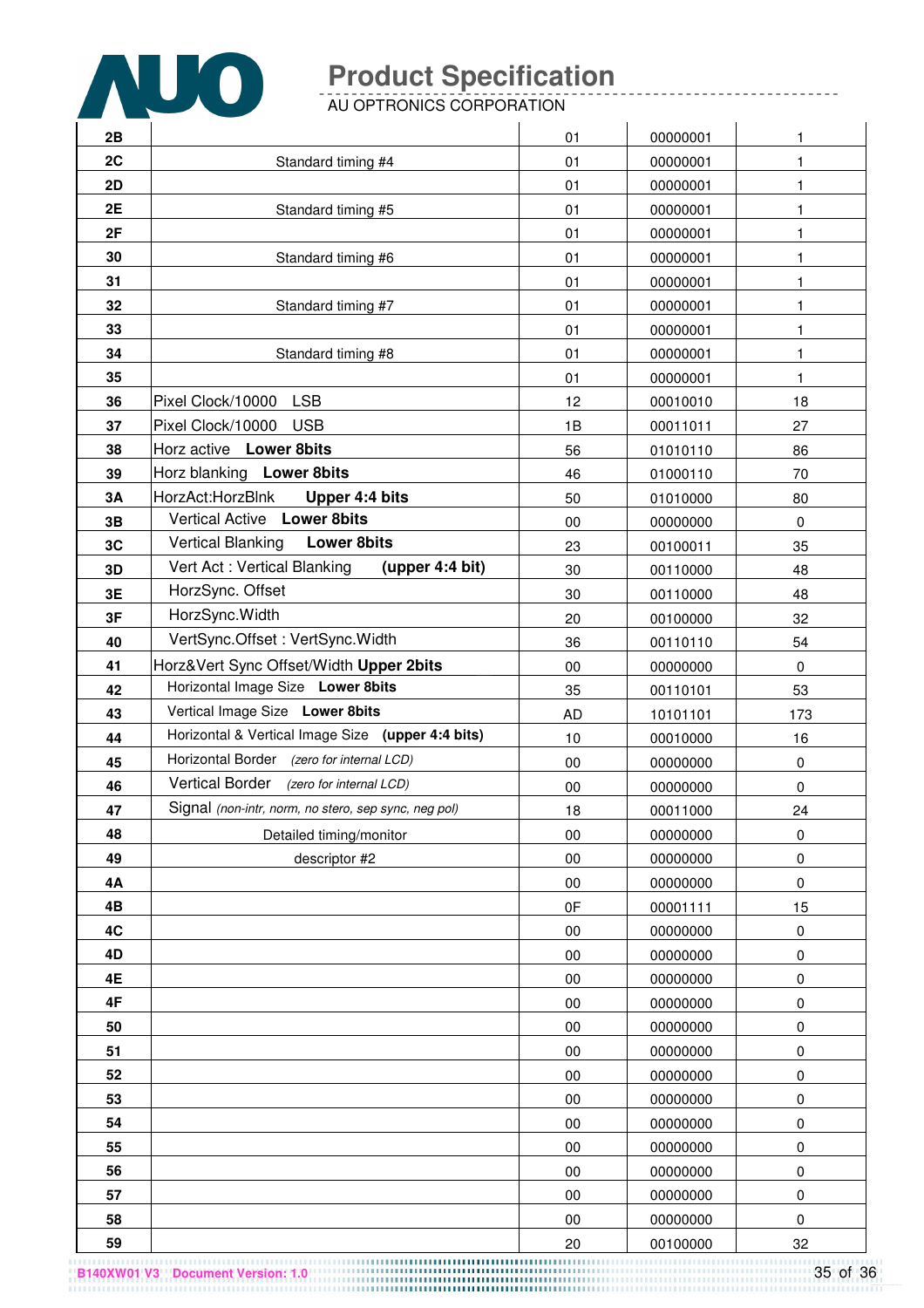| | | | | |
|---|---|---|---|---|
| 2B | | 01 | 00000001 | 1 |
| 2C | Standard timing #4 | 01 | 00000001 | 1 |
| 2D | | 01 | 00000001 | 1 |
| 2E | Standard timing #5 | 01 | 00000001 | 1 |
| 2F | | 01 | 00000001 | 1 |
| 30 | Standard timing #6 | 01 | 00000001 | 1 |
| 31 | | 01 | 00000001 | 1 |
| 32 | Standard timing #7 | 01 | 00000001 | 1 |
| 33 | | 01 | 00000001 | 1 |
| 34 | Standard timing #8 | 01 | 00000001 | 1 |
| 35 | | 01 | 00000001 | 1 |
| 36 | Pixel Clock/10000 LSB | 12 | 00010010 | 18 |
| 37 | Pixel Clock/10000 USB | 1B | 00011011 | 27 |
| 38 | Horz active **Lower 8bits** | 56 | 01010110 | 86 |
| 39 | Horz blanking **Lower 8bits** | 46 | 01000110 | 70 |
| 3A | HorzAct:HorzBlnk **Upper 4:4 bits** | 50 | 01010000 | 80 |
| 3B | Vertical Active **Lower 8bits** | 00 | 00000000 | 0 |
| 3C | Vertical Blanking **Lower 8bits** | 23 | 00100011 | 35 |
| 3D | Vert Act : Vertical Blanking **(upper 4:4 bit)** | 30 | 00110000 | 48 |
| 3E | HorzSync. Offset | 30 | 00110000 | 48 |
| 3F | HorzSync.Width | 20 | 00100000 | 32 |
| 40 | VertSync.Offset : VertSync.Width | 36 | 00110110 | 54 |
| 41 | Horz&Vert Sync Offset/Width **Upper 2bits** | 00 | 00000000 | 0 |
| 42 | Horizontal Image Size **Lower 8bits** | 35 | 00110101 | 53 |
| 43 | Vertical Image Size **Lower 8bits** | AD | 10101101 | 173 |
| 44 | Horizontal & Vertical Image Size **(upper 4:4 bits)** | 10 | 00010000 | 16 |
| 45 | Horizontal Border *(zero for internal LCD)* | 00 | 00000000 | 0 |
| 46 | Vertical Border *(zero for internal LCD)* | 00 | 00000000 | 0 |
| 47 | Signal *(non-intr, norm, no stero, sep sync, neg pol)* | 18 | 00011000 | 24 |
| 48 | Detailed timing/monitor | 00 | 00000000 | 0 |
| 49 | descriptor #2 | 00 | 00000000 | 0 |
| 4A | | 00 | 00000000 | 0 |
| 4B | | 0F | 00001111 | 15 |
| 4C | | 00 | 00000000 | 0 |
| 4D | | 00 | 00000000 | 0 |
| 4E | | 00 | 00000000 | 0 |
| 4F | | 00 | 00000000 | 0 |
| 50 | | 00 | 00000000 | 0 |
| 51 | | 00 | 00000000 | 0 |
| 52 | | 00 | 00000000 | 0 |
| 53 | | 00 | 00000000 | 0 |
| 54 | | 00 | 00000000 | 0 |
| 55 | | 00 | 00000000 | 0 |
| 56 | | 00 | 00000000 | 0 |
| 57 | | 00 | 00000000 | 0 |
| 58 | | 00 | 00000000 | 0 |
| 59 | | 20 | 00100000 | 32 |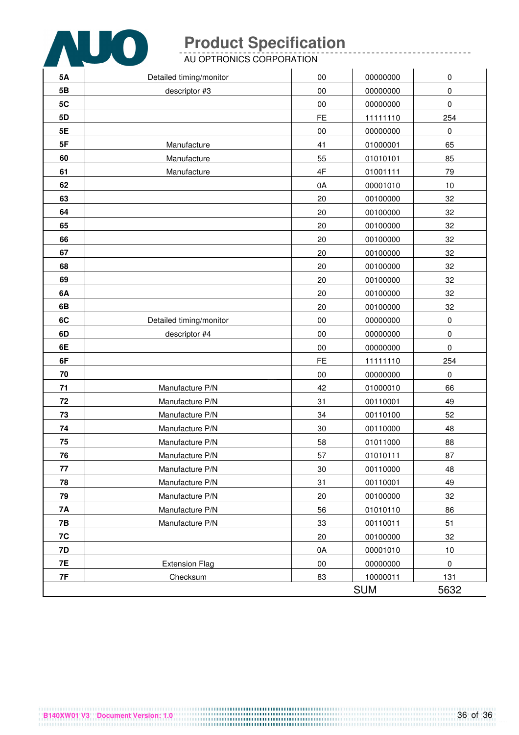| | | | | |
|---|---|---|---|---|
| **5A** | Detailed timing/monitor | 00 | 00000000 | 0 |
| **5B** | descriptor #3 | 00 | 00000000 | 0 |
| **5C** | | 00 | 00000000 | 0 |
| **5D** | | FE | 11111110 | 254 |
| **5E** | | 00 | 00000000 | 0 |
| **5F** | Manufacture | 41 | 01000001 | 65 |
| **60** | Manufacture | 55 | 01010101 | 85 |
| **61** | Manufacture | 4F | 01001111 | 79 |
| **62** | | 0A | 00001010 | 10 |
| **63** | | 20 | 00100000 | 32 |
| **64** | | 20 | 00100000 | 32 |
| **65** | | 20 | 00100000 | 32 |
| **66** | | 20 | 00100000 | 32 |
| **67** | | 20 | 00100000 | 32 |
| **68** | | 20 | 00100000 | 32 |
| **69** | | 20 | 00100000 | 32 |
| **6A** | | 20 | 00100000 | 32 |
| **6B** | | 20 | 00100000 | 32 |
| **6C** | Detailed timing/monitor | 00 | 00000000 | 0 |
| **6D** | descriptor #4 | 00 | 00000000 | 0 |
| **6E** | | 00 | 00000000 | 0 |
| **6F** | | FE | 11111110 | 254 |
| **70** | | 00 | 00000000 | 0 |
| **71** | Manufacture P/N | 42 | 01000010 | 66 |
| **72** | Manufacture P/N | 31 | 00110001 | 49 |
| **73** | Manufacture P/N | 34 | 00110100 | 52 |
| **74** | Manufacture P/N | 30 | 00110000 | 48 |
| **75** | Manufacture P/N | 58 | 01011000 | 88 |
| **76** | Manufacture P/N | 57 | 01010111 | 87 |
| **77** | Manufacture P/N | 30 | 00110000 | 48 |
| **78** | Manufacture P/N | 31 | 00110001 | 49 |
| **79** | Manufacture P/N | 20 | 00100000 | 32 |
| **7A** | Manufacture P/N | 56 | 01010110 | 86 |
| **7B** | Manufacture P/N | 33 | 00110011 | 51 |
| **7C** | | 20 | 00100000 | 32 |
| **7D** | | 0A | 00001010 | 10 |
| **7E** | Extension Flag | 00 | 00000000 | 0 |
| **7F** | Checksum | 83 | 10000011 | 131 |
| | | | SUM | 5632 |